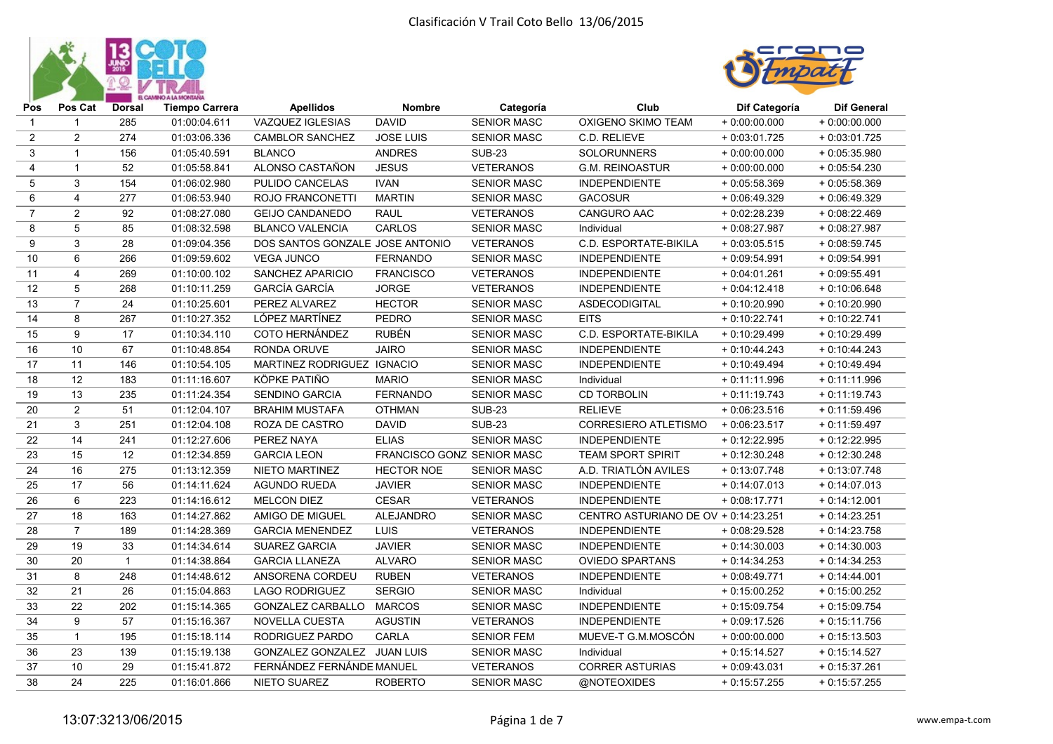# Clasificación V Trail Coto Bello 13/06/2015

| Pos | Pos Cat | Dorsal | Tiempo Carrera | Apellidos | Nombre | Categoría | Club | Dif Categoría | Dif General |
|---|---|---|---|---|---|---|---|---|---|
| 1 | 1 | 285 | 01:00:04.611 | VAZQUEZ IGLESIAS | DAVID | SENIOR MASC | OXIGENO SKIMO TEAM | + 0:00:00.000 | + 0:00:00.000 |
| 2 | 2 | 274 | 01:03:06.336 | CAMBLOR SANCHEZ | JOSE LUIS | SENIOR MASC | C.D. RELIEVE | + 0:03:01.725 | + 0:03:01.725 |
| 3 | 1 | 156 | 01:05:40.591 | BLANCO | ANDRES | SUB-23 | SOLORUNNERS | + 0:00:00.000 | + 0:05:35.980 |
| 4 | 1 | 52 | 01:05:58.841 | ALONSO CASTAÑON | JESUS | VETERANOS | G.M. REINOASTUR | + 0:00:00.000 | + 0:05:54.230 |
| 5 | 3 | 154 | 01:06:02.980 | PULIDO CANCELAS | IVAN | SENIOR MASC | INDEPENDIENTE | + 0:05:58.369 | + 0:05:58.369 |
| 6 | 4 | 277 | 01:06:53.940 | ROJO FRANCONETTI | MARTIN | SENIOR MASC | GACOSUR | + 0:06:49.329 | + 0:06:49.329 |
| 7 | 2 | 92 | 01:08:27.080 | GEIJO CANDANEDO | RAUL | VETERANOS | CANGURO AAC | + 0:02:28.239 | + 0:08:22.469 |
| 8 | 5 | 85 | 01:08:32.598 | BLANCO VALENCIA | CARLOS | SENIOR MASC | Individual | + 0:08:27.987 | + 0:08:27.987 |
| 9 | 3 | 28 | 01:09:04.356 | DOS SANTOS GONZALE | JOSE ANTONIO | VETERANOS | C.D. ESPORTATE-BIKILA | + 0:03:05.515 | + 0:08:59.745 |
| 10 | 6 | 266 | 01:09:59.602 | VEGA JUNCO | FERNANDO | SENIOR MASC | INDEPENDIENTE | + 0:09:54.991 | + 0:09:54.991 |
| 11 | 4 | 269 | 01:10:00.102 | SANCHEZ APARICIO | FRANCISCO | VETERANOS | INDEPENDIENTE | + 0:04:01.261 | + 0:09:55.491 |
| 12 | 5 | 268 | 01:10:11.259 | GARCÍA GARCÍA | JORGE | VETERANOS | INDEPENDIENTE | + 0:04:12.418 | + 0:10:06.648 |
| 13 | 7 | 24 | 01:10:25.601 | PEREZ ALVAREZ | HECTOR | SENIOR MASC | ASDECODIGITAL | + 0:10:20.990 | + 0:10:20.990 |
| 14 | 8 | 267 | 01:10:27.352 | LÓPEZ MARTÍNEZ | PEDRO | SENIOR MASC | EITS | + 0:10:22.741 | + 0:10:22.741 |
| 15 | 9 | 17 | 01:10:34.110 | COTO HERNÁNDEZ | RUBÉN | SENIOR MASC | C.D. ESPORTATE-BIKILA | + 0:10:29.499 | + 0:10:29.499 |
| 16 | 10 | 67 | 01:10:48.854 | RONDA ORUVE | JAIRO | SENIOR MASC | INDEPENDIENTE | + 0:10:44.243 | + 0:10:44.243 |
| 17 | 11 | 146 | 01:10:54.105 | MARTINEZ RODRIGUEZ | IGNACIO | SENIOR MASC | INDEPENDIENTE | + 0:10:49.494 | + 0:10:49.494 |
| 18 | 12 | 183 | 01:11:16.607 | KÖPKE PATIÑO | MARIO | SENIOR MASC | Individual | + 0:11:11.996 | + 0:11:11.996 |
| 19 | 13 | 235 | 01:11:24.354 | SENDINO GARCIA | FERNANDO | SENIOR MASC | CD TORBOLIN | + 0:11:19.743 | + 0:11:19.743 |
| 20 | 2 | 51 | 01:12:04.107 | BRAHIM MUSTAFA | OTHMAN | SUB-23 | RELIEVE | + 0:06:23.516 | + 0:11:59.496 |
| 21 | 3 | 251 | 01:12:04.108 | ROZA DE CASTRO | DAVID | SUB-23 | CORRESIERO ATLETISMO | + 0:06:23.517 | + 0:11:59.497 |
| 22 | 14 | 241 | 01:12:27.606 | PEREZ NAYA | ELIAS | SENIOR MASC | INDEPENDIENTE | + 0:12:22.995 | + 0:12:22.995 |
| 23 | 15 | 12 | 01:12:34.859 | GARCIA LEON | FRANCISCO GONZ | SENIOR MASC | TEAM SPORT SPIRIT | + 0:12:30.248 | + 0:12:30.248 |
| 24 | 16 | 275 | 01:13:12.359 | NIETO MARTINEZ | HECTOR NOE | SENIOR MASC | A.D. TRIATLÓN AVILES | + 0:13:07.748 | + 0:13:07.748 |
| 25 | 17 | 56 | 01:14:11.624 | AGUNDO RUEDA | JAVIER | SENIOR MASC | INDEPENDIENTE | + 0:14:07.013 | + 0:14:07.013 |
| 26 | 6 | 223 | 01:14:16.612 | MELCON DIEZ | CESAR | VETERANOS | INDEPENDIENTE | + 0:08:17.771 | + 0:14:12.001 |
| 27 | 18 | 163 | 01:14:27.862 | AMIGO DE MIGUEL | ALEJANDRO | SENIOR MASC | CENTRO ASTURIANO DE OV | + 0:14:23.251 | + 0:14:23.251 |
| 28 | 7 | 189 | 01:14:28.369 | GARCIA MENENDEZ | LUIS | VETERANOS | INDEPENDIENTE | + 0:08:29.528 | + 0:14:23.758 |
| 29 | 19 | 33 | 01:14:34.614 | SUAREZ GARCIA | JAVIER | SENIOR MASC | INDEPENDIENTE | + 0:14:30.003 | + 0:14:30.003 |
| 30 | 20 | 1 | 01:14:38.864 | GARCIA LLANEZA | ALVARO | SENIOR MASC | OVIEDO SPARTANS | + 0:14:34.253 | + 0:14:34.253 |
| 31 | 8 | 248 | 01:14:48.612 | ANSORENA CORDEU | RUBEN | VETERANOS | INDEPENDIENTE | + 0:08:49.771 | + 0:14:44.001 |
| 32 | 21 | 26 | 01:15:04.863 | LAGO RODRIGUEZ | SERGIO | SENIOR MASC | Individual | + 0:15:00.252 | + 0:15:00.252 |
| 33 | 22 | 202 | 01:15:14.365 | GONZALEZ CARBALLO | MARCOS | SENIOR MASC | INDEPENDIENTE | + 0:15:09.754 | + 0:15:09.754 |
| 34 | 9 | 57 | 01:15:16.367 | NOVELLA CUESTA | AGUSTIN | VETERANOS | INDEPENDIENTE | + 0:09:17.526 | + 0:15:11.756 |
| 35 | 1 | 195 | 01:15:18.114 | RODRIGUEZ PARDO | CARLA | SENIOR FEM | MUEVE-T G.M.MOSCÓN | + 0:00:00.000 | + 0:15:13.503 |
| 36 | 23 | 139 | 01:15:19.138 | GONZALEZ GONZALEZ | JUAN LUIS | SENIOR MASC | Individual | + 0:15:14.527 | + 0:15:14.527 |
| 37 | 10 | 29 | 01:15:41.872 | FERNÁNDEZ FERNÁNDE | MANUEL | VETERANOS | CORRER ASTURIAS | + 0:09:43.031 | + 0:15:37.261 |
| 38 | 24 | 225 | 01:16:01.866 | NIETO SUAREZ | ROBERTO | SENIOR MASC | @NOTEOXIDES | + 0:15:57.255 | + 0:15:57.255 |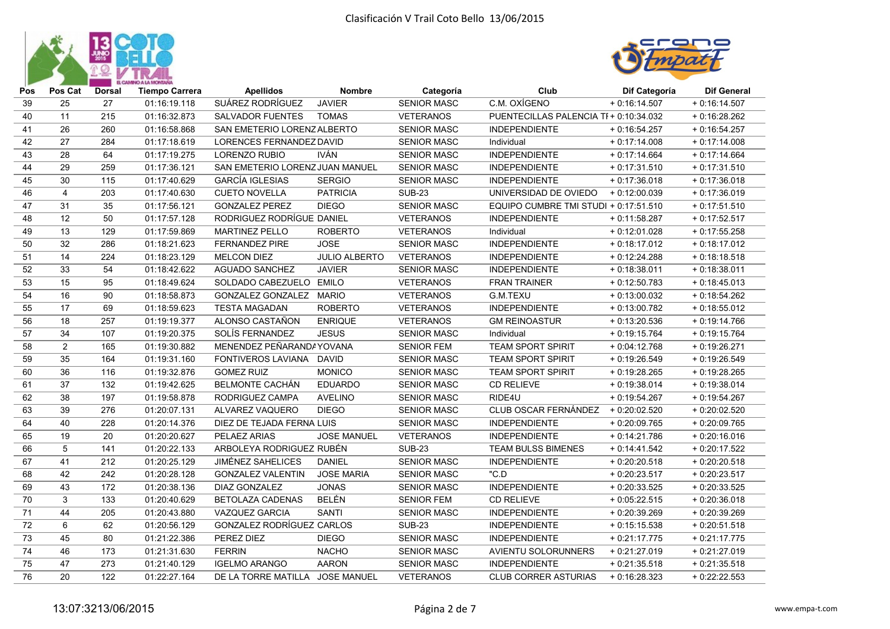# Clasificación V Trail Coto Bello 13/06/2015

| Pos | Pos Cat | Dorsal | Tiempo Carrera | Apellidos | Nombre | Categoría | Club | Dif Categoría | Dif General |
|---|---|---|---|---|---|---|---|---|---|
| 39 | 25 | 27 | 01:16:19.118 | SUÁREZ RODRÍGUEZ | JAVIER | SENIOR MASC | C.M. OXÍGENO | + 0:16:14.507 | + 0:16:14.507 |
| 40 | 11 | 215 | 01:16:32.873 | SALVADOR FUENTES | TOMAS | VETERANOS | PUENTECILLAS PALENCIA TI | + 0:10:34.032 | + 0:16:28.262 |
| 41 | 26 | 260 | 01:16:58.868 | SAN EMETERIO LORENZ | ALBERTO | SENIOR MASC | INDEPENDIENTE | + 0:16:54.257 | + 0:16:54.257 |
| 42 | 27 | 284 | 01:17:18.619 | LORENCES FERNANDEZ | DAVID | SENIOR MASC | Individual | + 0:17:14.008 | + 0:17:14.008 |
| 43 | 28 | 64 | 01:17:19.275 | LORENZO RUBIO | IVÁN | SENIOR MASC | INDEPENDIENTE | + 0:17:14.664 | + 0:17:14.664 |
| 44 | 29 | 259 | 01:17:36.121 | SAN EMETERIO LORENZ | JUAN MANUEL | SENIOR MASC | INDEPENDIENTE | + 0:17:31.510 | + 0:17:31.510 |
| 45 | 30 | 115 | 01:17:40.629 | GARCÍA IGLESIAS | SERGIO | SENIOR MASC | INDEPENDIENTE | + 0:17:36.018 | + 0:17:36.018 |
| 46 | 4 | 203 | 01:17:40.630 | CUETO NOVELLA | PATRICIA | SUB-23 | UNIVERSIDAD DE OVIEDO | + 0:12:00.039 | + 0:17:36.019 |
| 47 | 31 | 35 | 01:17:56.121 | GONZALEZ PEREZ | DIEGO | SENIOR MASC | EQUIPO CUMBRE TMI STUDI | + 0:17:51.510 | + 0:17:51.510 |
| 48 | 12 | 50 | 01:17:57.128 | RODRIGUEZ RODRÍGUE | DANIEL | VETERANOS | INDEPENDIENTE | + 0:11:58.287 | + 0:17:52.517 |
| 49 | 13 | 129 | 01:17:59.869 | MARTINEZ PELLO | ROBERTO | VETERANOS | Individual | + 0:12:01.028 | + 0:17:55.258 |
| 50 | 32 | 286 | 01:18:21.623 | FERNANDEZ PIRE | JOSE | SENIOR MASC | INDEPENDIENTE | + 0:18:17.012 | + 0:18:17.012 |
| 51 | 14 | 224 | 01:18:23.129 | MELCON DIEZ | JULIO ALBERTO | VETERANOS | INDEPENDIENTE | + 0:12:24.288 | + 0:18:18.518 |
| 52 | 33 | 54 | 01:18:42.622 | AGUADO SANCHEZ | JAVIER | SENIOR MASC | INDEPENDIENTE | + 0:18:38.011 | + 0:18:38.011 |
| 53 | 15 | 95 | 01:18:49.624 | SOLDADO CABEZUELO | EMILO | VETERANOS | FRAN TRAINER | + 0:12:50.783 | + 0:18:45.013 |
| 54 | 16 | 90 | 01:18:58.873 | GONZALEZ GONZALEZ | MARIO | VETERANOS | G.M.TEXU | + 0:13:00.032 | + 0:18:54.262 |
| 55 | 17 | 69 | 01:18:59.623 | TESTA MAGADAN | ROBERTO | VETERANOS | INDEPENDIENTE | + 0:13:00.782 | + 0:18:55.012 |
| 56 | 18 | 257 | 01:19:19.377 | ALONSO CASTAÑON | ENRIQUE | VETERANOS | GM REINOASTUR | + 0:13:20.536 | + 0:19:14.766 |
| 57 | 34 | 107 | 01:19:20.375 | SOLÍS FERNANDEZ | JESUS | SENIOR MASC | Individual | + 0:19:15.764 | + 0:19:15.764 |
| 58 | 2 | 165 | 01:19:30.882 | MENENDEZ PEÑARANDA | YOVANA | SENIOR FEM | TEAM SPORT SPIRIT | + 0:04:12.768 | + 0:19:26.271 |
| 59 | 35 | 164 | 01:19:31.160 | FONTIVEROS LAVIANA | DAVID | SENIOR MASC | TEAM SPORT SPIRIT | + 0:19:26.549 | + 0:19:26.549 |
| 60 | 36 | 116 | 01:19:32.876 | GOMEZ RUIZ | MONICO | SENIOR MASC | TEAM SPORT SPIRIT | + 0:19:28.265 | + 0:19:28.265 |
| 61 | 37 | 132 | 01:19:42.625 | BELMONTE CACHÁN | EDUARDO | SENIOR MASC | CD RELIEVE | + 0:19:38.014 | + 0:19:38.014 |
| 62 | 38 | 197 | 01:19:58.878 | RODRIGUEZ CAMPA | AVELINO | SENIOR MASC | RIDE4U | + 0:19:54.267 | + 0:19:54.267 |
| 63 | 39 | 276 | 01:20:07.131 | ALVAREZ VAQUERO | DIEGO | SENIOR MASC | CLUB OSCAR FERNÁNDEZ | + 0:20:02.520 | + 0:20:02.520 |
| 64 | 40 | 228 | 01:20:14.376 | DIEZ DE TEJADA FERNA | LUIS | SENIOR MASC | INDEPENDIENTE | + 0:20:09.765 | + 0:20:09.765 |
| 65 | 19 | 20 | 01:20:20.627 | PELAEZ ARIAS | JOSE MANUEL | VETERANOS | INDEPENDIENTE | + 0:14:21.786 | + 0:20:16.016 |
| 66 | 5 | 141 | 01:20:22.133 | ARBOLEYA RODRIGUEZ | RUBÉN | SUB-23 | TEAM BULSS BIMENES | + 0:14:41.542 | + 0:20:17.522 |
| 67 | 41 | 212 | 01:20:25.129 | JIMÉNEZ SAHELICES | DANIEL | SENIOR MASC | INDEPENDIENTE | + 0:20:20.518 | + 0:20:20.518 |
| 68 | 42 | 242 | 01:20:28.128 | GONZALEZ VALENTIN | JOSE MARIA | SENIOR MASC | "C.D | + 0:20:23.517 | + 0:20:23.517 |
| 69 | 43 | 172 | 01:20:38.136 | DIAZ GONZALEZ | JONAS | SENIOR MASC | INDEPENDIENTE | + 0:20:33.525 | + 0:20:33.525 |
| 70 | 3 | 133 | 01:20:40.629 | BETOLAZA CADENAS | BELÉN | SENIOR FEM | CD RELIEVE | + 0:05:22.515 | + 0:20:36.018 |
| 71 | 44 | 205 | 01:20:43.880 | VAZQUEZ GARCIA | SANTI | SENIOR MASC | INDEPENDIENTE | + 0:20:39.269 | + 0:20:39.269 |
| 72 | 6 | 62 | 01:20:56.129 | GONZALEZ RODRÍGUEZ | CARLOS | SUB-23 | INDEPENDIENTE | + 0:15:15.538 | + 0:20:51.518 |
| 73 | 45 | 80 | 01:21:22.386 | PEREZ DIEZ | DIEGO | SENIOR MASC | INDEPENDIENTE | + 0:21:17.775 | + 0:21:17.775 |
| 74 | 46 | 173 | 01:21:31.630 | FERRIN | NACHO | SENIOR MASC | AVIENTU SOLORUNNERS | + 0:21:27.019 | + 0:21:27.019 |
| 75 | 47 | 273 | 01:21:40.129 | IGELMO ARANGO | AARON | SENIOR MASC | INDEPENDIENTE | + 0:21:35.518 | + 0:21:35.518 |
| 76 | 20 | 122 | 01:22:27.164 | DE LA TORRE MATILLA | JOSE MANUEL | VETERANOS | CLUB CORRER ASTURIAS | + 0:16:28.323 | + 0:22:22.553 |

13:07:32 13/06/2015 — www.empa-t.com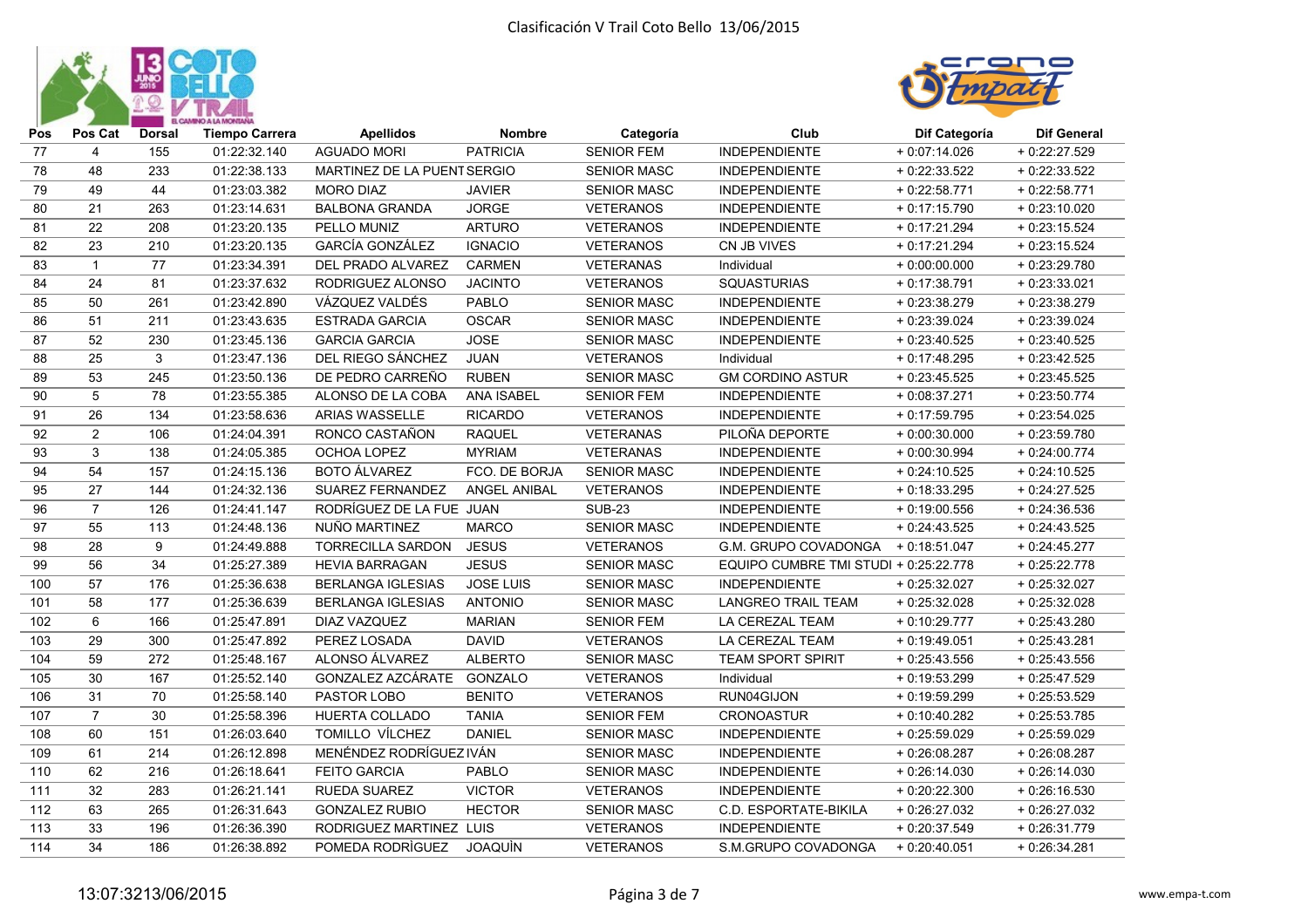# Clasificación V Trail Coto Bello 13/06/2015

| Pos | Pos Cat | Dorsal | Tiempo Carrera | Apellidos | Nombre | Categoría | Club | Dif Categoría | Dif General |
|---|---|---|---|---|---|---|---|---|---|
| 77 | 4 | 155 | 01:22:32.140 | AGUADO MORI | PATRICIA | SENIOR FEM | INDEPENDIENTE | + 0:07:14.026 | + 0:22:27.529 |
| 78 | 48 | 233 | 01:22:38.133 | MARTINEZ DE LA PUENT | SERGIO | SENIOR MASC | INDEPENDIENTE | + 0:22:33.522 | + 0:22:33.522 |
| 79 | 49 | 44 | 01:23:03.382 | MORO DIAZ | JAVIER | SENIOR MASC | INDEPENDIENTE | + 0:22:58.771 | + 0:22:58.771 |
| 80 | 21 | 263 | 01:23:14.631 | BALBONA GRANDA | JORGE | VETERANOS | INDEPENDIENTE | + 0:17:15.790 | + 0:23:10.020 |
| 81 | 22 | 208 | 01:23:20.135 | PELLO MUNIZ | ARTURO | VETERANOS | INDEPENDIENTE | + 0:17:21.294 | + 0:23:15.524 |
| 82 | 23 | 210 | 01:23:20.135 | GARCÍA GONZÁLEZ | IGNACIO | VETERANOS | CN JB VIVES | + 0:17:21.294 | + 0:23:15.524 |
| 83 | 1 | 77 | 01:23:34.391 | DEL PRADO ALVAREZ | CARMEN | VETERANAS | Individual | + 0:00:00.000 | + 0:23:29.780 |
| 84 | 24 | 81 | 01:23:37.632 | RODRIGUEZ ALONSO | JACINTO | VETERANOS | SQUASTURIAS | + 0:17:38.791 | + 0:23:33.021 |
| 85 | 50 | 261 | 01:23:42.890 | VÁZQUEZ VALDÉS | PABLO | SENIOR MASC | INDEPENDIENTE | + 0:23:38.279 | + 0:23:38.279 |
| 86 | 51 | 211 | 01:23:43.635 | ESTRADA GARCIA | OSCAR | SENIOR MASC | INDEPENDIENTE | + 0:23:39.024 | + 0:23:39.024 |
| 87 | 52 | 230 | 01:23:45.136 | GARCIA GARCIA | JOSE | SENIOR MASC | INDEPENDIENTE | + 0:23:40.525 | + 0:23:40.525 |
| 88 | 25 | 3 | 01:23:47.136 | DEL RIEGO SÁNCHEZ | JUAN | VETERANOS | Individual | + 0:17:48.295 | + 0:23:42.525 |
| 89 | 53 | 245 | 01:23:50.136 | DE PEDRO CARREÑO | RUBEN | SENIOR MASC | GM CORDINO ASTUR | + 0:23:45.525 | + 0:23:45.525 |
| 90 | 5 | 78 | 01:23:55.385 | ALONSO DE LA COBA | ANA ISABEL | SENIOR FEM | INDEPENDIENTE | + 0:08:37.271 | + 0:23:50.774 |
| 91 | 26 | 134 | 01:23:58.636 | ARIAS WASSELLE | RICARDO | VETERANOS | INDEPENDIENTE | + 0:17:59.795 | + 0:23:54.025 |
| 92 | 2 | 106 | 01:24:04.391 | RONCO CASTAÑON | RAQUEL | VETERANAS | PILOÑA DEPORTE | + 0:00:30.000 | + 0:23:59.780 |
| 93 | 3 | 138 | 01:24:05.385 | OCHOA LOPEZ | MYRIAM | VETERANAS | INDEPENDIENTE | + 0:00:30.994 | + 0:24:00.774 |
| 94 | 54 | 157 | 01:24:15.136 | BOTO ÁLVAREZ | FCO. DE BORJA | SENIOR MASC | INDEPENDIENTE | + 0:24:10.525 | + 0:24:10.525 |
| 95 | 27 | 144 | 01:24:32.136 | SUAREZ FERNANDEZ | ANGEL ANIBAL | VETERANOS | INDEPENDIENTE | + 0:18:33.295 | + 0:24:27.525 |
| 96 | 7 | 126 | 01:24:41.147 | RODRÍGUEZ DE LA FUE | JUAN | SUB-23 | INDEPENDIENTE | + 0:19:00.556 | + 0:24:36.536 |
| 97 | 55 | 113 | 01:24:48.136 | NUÑO MARTINEZ | MARCO | SENIOR MASC | INDEPENDIENTE | + 0:24:43.525 | + 0:24:43.525 |
| 98 | 28 | 9 | 01:24:49.888 | TORRECILLA SARDON | JESUS | VETERANOS | G.M. GRUPO COVADONGA | + 0:18:51.047 | + 0:24:45.277 |
| 99 | 56 | 34 | 01:25:27.389 | HEVIA BARRAGAN | JESUS | SENIOR MASC | EQUIPO CUMBRE TMI STUDI | + 0:25:22.778 | + 0:25:22.778 |
| 100 | 57 | 176 | 01:25:36.638 | BERLANGA IGLESIAS | JOSE LUIS | SENIOR MASC | INDEPENDIENTE | + 0:25:32.027 | + 0:25:32.027 |
| 101 | 58 | 177 | 01:25:36.639 | BERLANGA IGLESIAS | ANTONIO | SENIOR MASC | LANGREO TRAIL TEAM | + 0:25:32.028 | + 0:25:32.028 |
| 102 | 6 | 166 | 01:25:47.891 | DIAZ VAZQUEZ | MARIAN | SENIOR FEM | LA CEREZAL TEAM | + 0:10:29.777 | + 0:25:43.280 |
| 103 | 29 | 300 | 01:25:47.892 | PEREZ LOSADA | DAVID | VETERANOS | LA CEREZAL TEAM | + 0:19:49.051 | + 0:25:43.281 |
| 104 | 59 | 272 | 01:25:48.167 | ALONSO ÁLVAREZ | ALBERTO | SENIOR MASC | TEAM SPORT SPIRIT | + 0:25:43.556 | + 0:25:43.556 |
| 105 | 30 | 167 | 01:25:52.140 | GONZALEZ AZCÁRATE | GONZALO | VETERANOS | Individual | + 0:19:53.299 | + 0:25:47.529 |
| 106 | 31 | 70 | 01:25:58.140 | PASTOR LOBO | BENITO | VETERANOS | RUN04GIJON | + 0:19:59.299 | + 0:25:53.529 |
| 107 | 7 | 30 | 01:25:58.396 | HUERTA COLLADO | TANIA | SENIOR FEM | CRONOASTUR | + 0:10:40.282 | + 0:25:53.785 |
| 108 | 60 | 151 | 01:26:03.640 | TOMILLO VÍLCHEZ | DANIEL | SENIOR MASC | INDEPENDIENTE | + 0:25:59.029 | + 0:25:59.029 |
| 109 | 61 | 214 | 01:26:12.898 | MENÉNDEZ RODRÍGUEZ | IVÁN | SENIOR MASC | INDEPENDIENTE | + 0:26:08.287 | + 0:26:08.287 |
| 110 | 62 | 216 | 01:26:18.641 | FEITO GARCIA | PABLO | SENIOR MASC | INDEPENDIENTE | + 0:26:14.030 | + 0:26:14.030 |
| 111 | 32 | 283 | 01:26:21.141 | RUEDA SUAREZ | VICTOR | VETERANOS | INDEPENDIENTE | + 0:20:22.300 | + 0:26:16.530 |
| 112 | 63 | 265 | 01:26:31.643 | GONZALEZ RUBIO | HECTOR | SENIOR MASC | C.D. ESPORTATE-BIKILA | + 0:26:27.032 | + 0:26:27.032 |
| 113 | 33 | 196 | 01:26:36.390 | RODRIGUEZ MARTINEZ | LUIS | VETERANOS | INDEPENDIENTE | + 0:20:37.549 | + 0:26:31.779 |
| 114 | 34 | 186 | 01:26:38.892 | POMEDA RODRÌGUEZ | JOAQUÌN | VETERANOS | S.M.GRUPO COVADONGA | + 0:20:40.051 | + 0:26:34.281 |

13:07:3213/06/2015

www.empa-t.com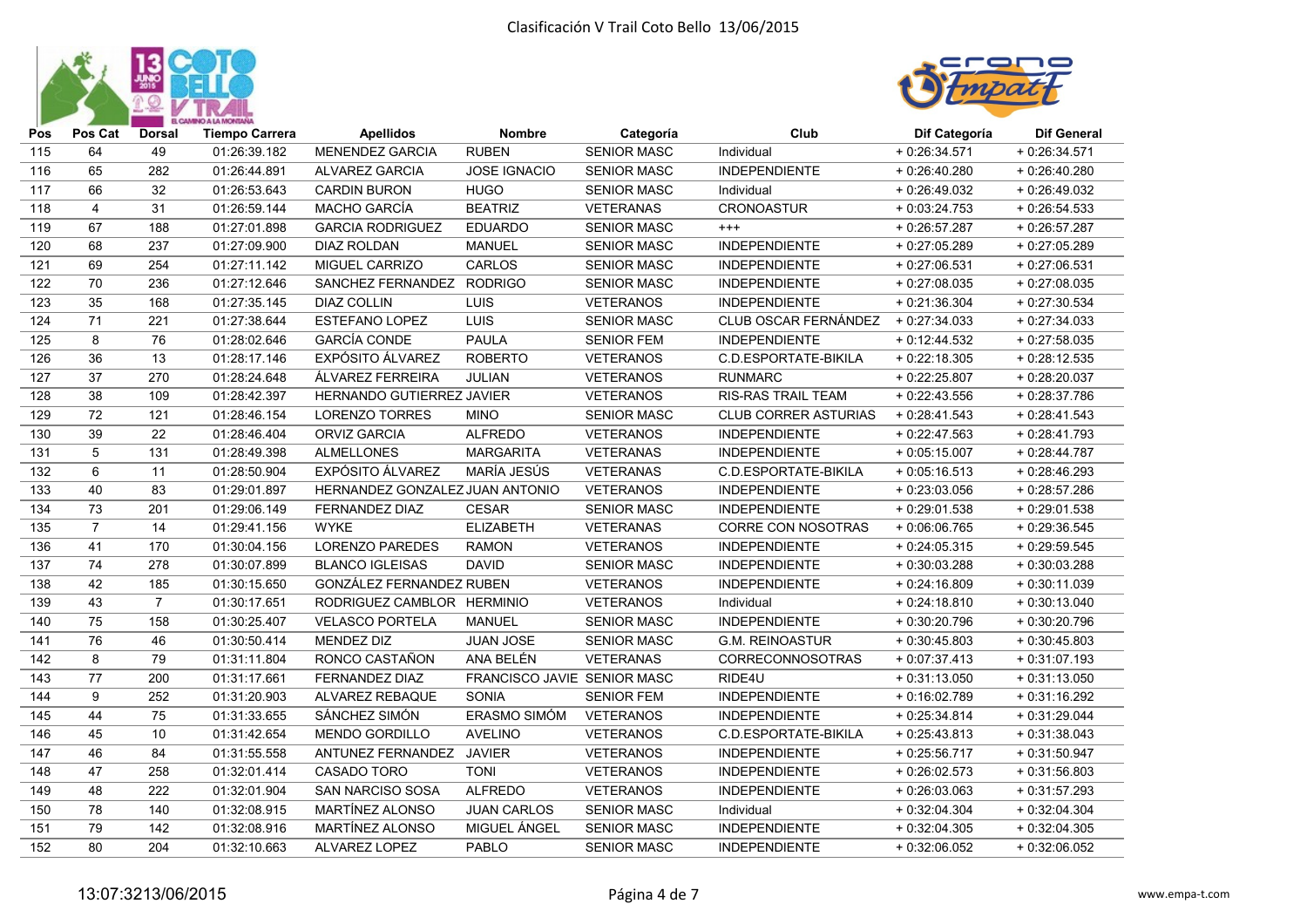Clasificación V Trail Coto Bello 13/06/2015

| Pos | Pos Cat | Dorsal | Tiempo Carrera | Apellidos | Nombre | Categoría | Club | Dif Categoría | Dif General |
|---|---|---|---|---|---|---|---|---|---|
| 115 | 64 | 49 | 01:26:39.182 | MENENDEZ GARCIA | RUBEN | SENIOR MASC | Individual | + 0:26:34.571 | + 0:26:34.571 |
| 116 | 65 | 282 | 01:26:44.891 | ALVAREZ GARCIA | JOSE IGNACIO | SENIOR MASC | INDEPENDIENTE | + 0:26:40.280 | + 0:26:40.280 |
| 117 | 66 | 32 | 01:26:53.643 | CARDIN BURON | HUGO | SENIOR MASC | Individual | + 0:26:49.032 | + 0:26:49.032 |
| 118 | 4 | 31 | 01:26:59.144 | MACHO GARCÍA | BEATRIZ | VETERANAS | CRONOASTUR | + 0:03:24.753 | + 0:26:54.533 |
| 119 | 67 | 188 | 01:27:01.898 | GARCIA RODRIGUEZ | EDUARDO | SENIOR MASC | +++ | + 0:26:57.287 | + 0:26:57.287 |
| 120 | 68 | 237 | 01:27:09.900 | DIAZ ROLDAN | MANUEL | SENIOR MASC | INDEPENDIENTE | + 0:27:05.289 | + 0:27:05.289 |
| 121 | 69 | 254 | 01:27:11.142 | MIGUEL CARRIZO | CARLOS | SENIOR MASC | INDEPENDIENTE | + 0:27:06.531 | + 0:27:06.531 |
| 122 | 70 | 236 | 01:27:12.646 | SANCHEZ FERNANDEZ | RODRIGO | SENIOR MASC | INDEPENDIENTE | + 0:27:08.035 | + 0:27:08.035 |
| 123 | 35 | 168 | 01:27:35.145 | DIAZ COLLIN | LUIS | VETERANOS | INDEPENDIENTE | + 0:21:36.304 | + 0:27:30.534 |
| 124 | 71 | 221 | 01:27:38.644 | ESTEFANO LOPEZ | LUIS | SENIOR MASC | CLUB OSCAR FERNÁNDEZ | + 0:27:34.033 | + 0:27:34.033 |
| 125 | 8 | 76 | 01:28:02.646 | GARCÍA CONDE | PAULA | SENIOR FEM | INDEPENDIENTE | + 0:12:44.532 | + 0:27:58.035 |
| 126 | 36 | 13 | 01:28:17.146 | EXPÓSITO ÁLVAREZ | ROBERTO | VETERANOS | C.D.ESPORTATE-BIKILA | + 0:22:18.305 | + 0:28:12.535 |
| 127 | 37 | 270 | 01:28:24.648 | ÁLVAREZ FERREIRA | JULIAN | VETERANOS | RUNMARC | + 0:22:25.807 | + 0:28:20.037 |
| 128 | 38 | 109 | 01:28:42.397 | HERNANDO GUTIERREZ | JAVIER | VETERANOS | RIS-RAS TRAIL TEAM | + 0:22:43.556 | + 0:28:37.786 |
| 129 | 72 | 121 | 01:28:46.154 | LORENZO TORRES | MINO | SENIOR MASC | CLUB CORRER ASTURIAS | + 0:28:41.543 | + 0:28:41.543 |
| 130 | 39 | 22 | 01:28:46.404 | ORVIZ GARCIA | ALFREDO | VETERANOS | INDEPENDIENTE | + 0:22:47.563 | + 0:28:41.793 |
| 131 | 5 | 131 | 01:28:49.398 | ALMELLONES | MARGARITA | VETERANAS | INDEPENDIENTE | + 0:05:15.007 | + 0:28:44.787 |
| 132 | 6 | 11 | 01:28:50.904 | EXPÓSITO ÁLVAREZ | MARÍA JESÚS | VETERANAS | C.D.ESPORTATE-BIKILA | + 0:05:16.513 | + 0:28:46.293 |
| 133 | 40 | 83 | 01:29:01.897 | HERNANDEZ GONZALEZ | JUAN ANTONIO | VETERANOS | INDEPENDIENTE | + 0:23:03.056 | + 0:28:57.286 |
| 134 | 73 | 201 | 01:29:06.149 | FERNANDEZ DIAZ | CESAR | SENIOR MASC | INDEPENDIENTE | + 0:29:01.538 | + 0:29:01.538 |
| 135 | 7 | 14 | 01:29:41.156 | WYKE | ELIZABETH | VETERANAS | CORRE CON NOSOTRAS | + 0:06:06.765 | + 0:29:36.545 |
| 136 | 41 | 170 | 01:30:04.156 | LORENZO PAREDES | RAMON | VETERANOS | INDEPENDIENTE | + 0:24:05.315 | + 0:29:59.545 |
| 137 | 74 | 278 | 01:30:07.899 | BLANCO IGLEISAS | DAVID | SENIOR MASC | INDEPENDIENTE | + 0:30:03.288 | + 0:30:03.288 |
| 138 | 42 | 185 | 01:30:15.650 | GONZÁLEZ FERNANDEZ | RUBEN | VETERANOS | INDEPENDIENTE | + 0:24:16.809 | + 0:30:11.039 |
| 139 | 43 | 7 | 01:30:17.651 | RODRIGUEZ CAMBLOR | HERMINIO | VETERANOS | Individual | + 0:24:18.810 | + 0:30:13.040 |
| 140 | 75 | 158 | 01:30:25.407 | VELASCO PORTELA | MANUEL | SENIOR MASC | INDEPENDIENTE | + 0:30:20.796 | + 0:30:20.796 |
| 141 | 76 | 46 | 01:30:50.414 | MENDEZ DIZ | JUAN JOSE | SENIOR MASC | G.M. REINOASTUR | + 0:30:45.803 | + 0:30:45.803 |
| 142 | 8 | 79 | 01:31:11.804 | RONCO CASTAÑON | ANA BELÉN | VETERANAS | CORRECONNOSOTRAS | + 0:07:37.413 | + 0:31:07.193 |
| 143 | 77 | 200 | 01:31:17.661 | FERNANDEZ DIAZ | FRANCISCO JAVIE | SENIOR MASC | RIDE4U | + 0:31:13.050 | + 0:31:13.050 |
| 144 | 9 | 252 | 01:31:20.903 | ALVAREZ REBAQUE | SONIA | SENIOR FEM | INDEPENDIENTE | + 0:16:02.789 | + 0:31:16.292 |
| 145 | 44 | 75 | 01:31:33.655 | SÁNCHEZ SIMÓN | ERASMO SIMÓM | VETERANOS | INDEPENDIENTE | + 0:25:34.814 | + 0:31:29.044 |
| 146 | 45 | 10 | 01:31:42.654 | MENDO GORDILLO | AVELINO | VETERANOS | C.D.ESPORTATE-BIKILA | + 0:25:43.813 | + 0:31:38.043 |
| 147 | 46 | 84 | 01:31:55.558 | ANTUNEZ FERNANDEZ | JAVIER | VETERANOS | INDEPENDIENTE | + 0:25:56.717 | + 0:31:50.947 |
| 148 | 47 | 258 | 01:32:01.414 | CASADO TORO | TONI | VETERANOS | INDEPENDIENTE | + 0:26:02.573 | + 0:31:56.803 |
| 149 | 48 | 222 | 01:32:01.904 | SAN NARCISO SOSA | ALFREDO | VETERANOS | INDEPENDIENTE | + 0:26:03.063 | + 0:31:57.293 |
| 150 | 78 | 140 | 01:32:08.915 | MARTÍNEZ ALONSO | JUAN CARLOS | SENIOR MASC | Individual | + 0:32:04.304 | + 0:32:04.304 |
| 151 | 79 | 142 | 01:32:08.916 | MARTÍNEZ ALONSO | MIGUEL ÁNGEL | SENIOR MASC | INDEPENDIENTE | + 0:32:04.305 | + 0:32:04.305 |
| 152 | 80 | 204 | 01:32:10.663 | ALVAREZ LOPEZ | PABLO | SENIOR MASC | INDEPENDIENTE | + 0:32:06.052 | + 0:32:06.052 |

13:07:3213/06/2015

www.empa-t.com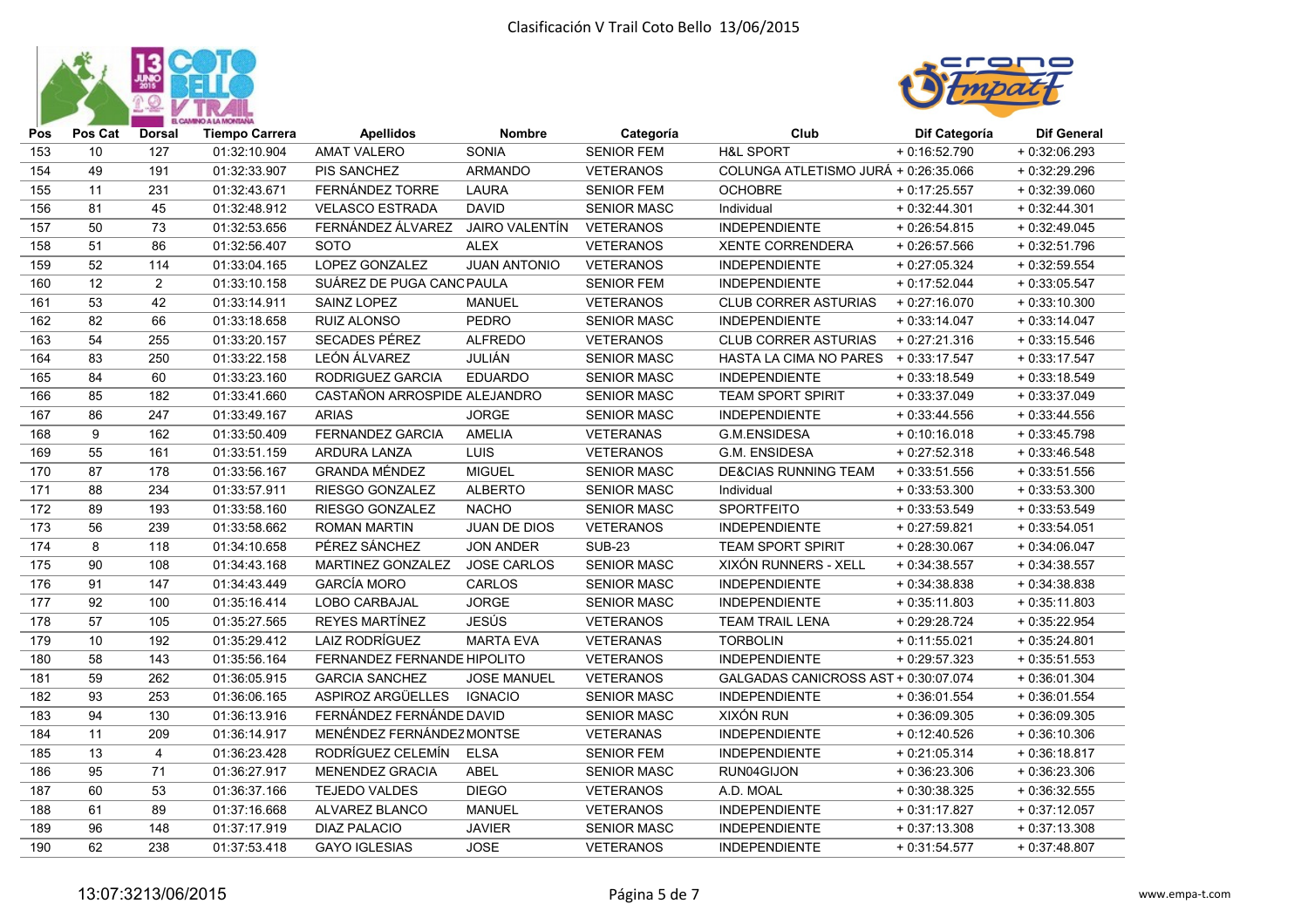# Clasificación V Trail Coto Bello 13/06/2015

| Pos | Pos Cat | Dorsal | Tiempo Carrera | Apellidos | Nombre | Categoría | Club | Dif Categoría | Dif General |
|---|---|---|---|---|---|---|---|---|---|
| 153 | 10 | 127 | 01:32:10.904 | AMAT VALERO | SONIA | SENIOR FEM | H&L SPORT | + 0:16:52.790 | + 0:32:06.293 |
| 154 | 49 | 191 | 01:32:33.907 | PIS SANCHEZ | ARMANDO | VETERANOS | COLUNGA ATLETISMO JURÁ | + 0:26:35.066 | + 0:32:29.296 |
| 155 | 11 | 231 | 01:32:43.671 | FERNÁNDEZ TORRE | LAURA | SENIOR FEM | OCHOBRE | + 0:17:25.557 | + 0:32:39.060 |
| 156 | 81 | 45 | 01:32:48.912 | VELASCO ESTRADA | DAVID | SENIOR MASC | Individual | + 0:32:44.301 | + 0:32:44.301 |
| 157 | 50 | 73 | 01:32:53.656 | FERNÁNDEZ ÁLVAREZ | JAIRO VALENTÍN | VETERANOS | INDEPENDIENTE | + 0:26:54.815 | + 0:32:49.045 |
| 158 | 51 | 86 | 01:32:56.407 | SOTO | ALEX | VETERANOS | XENTE CORRENDERA | + 0:26:57.566 | + 0:32:51.796 |
| 159 | 52 | 114 | 01:33:04.165 | LOPEZ GONZALEZ | JUAN ANTONIO | VETERANOS | INDEPENDIENTE | + 0:27:05.324 | + 0:32:59.554 |
| 160 | 12 | 2 | 01:33:10.158 | SUÁREZ DE PUGA CANC | PAULA | SENIOR FEM | INDEPENDIENTE | + 0:17:52.044 | + 0:33:05.547 |
| 161 | 53 | 42 | 01:33:14.911 | SAINZ LOPEZ | MANUEL | VETERANOS | CLUB CORRER ASTURIAS | + 0:27:16.070 | + 0:33:10.300 |
| 162 | 82 | 66 | 01:33:18.658 | RUIZ ALONSO | PEDRO | SENIOR MASC | INDEPENDIENTE | + 0:33:14.047 | + 0:33:14.047 |
| 163 | 54 | 255 | 01:33:20.157 | SECADES PÉREZ | ALFREDO | VETERANOS | CLUB CORRER ASTURIAS | + 0:27:21.316 | + 0:33:15.546 |
| 164 | 83 | 250 | 01:33:22.158 | LEÓN ÁLVAREZ | JULIÁN | SENIOR MASC | HASTA LA CIMA NO PARES | + 0:33:17.547 | + 0:33:17.547 |
| 165 | 84 | 60 | 01:33:23.160 | RODRIGUEZ GARCIA | EDUARDO | SENIOR MASC | INDEPENDIENTE | + 0:33:18.549 | + 0:33:18.549 |
| 166 | 85 | 182 | 01:33:41.660 | CASTAÑON ARROSPIDE | ALEJANDRO | SENIOR MASC | TEAM SPORT SPIRIT | + 0:33:37.049 | + 0:33:37.049 |
| 167 | 86 | 247 | 01:33:49.167 | ARIAS | JORGE | SENIOR MASC | INDEPENDIENTE | + 0:33:44.556 | + 0:33:44.556 |
| 168 | 9 | 162 | 01:33:50.409 | FERNANDEZ GARCIA | AMELIA | VETERANAS | G.M.ENSIDESA | + 0:10:16.018 | + 0:33:45.798 |
| 169 | 55 | 161 | 01:33:51.159 | ARDURA LANZA | LUIS | VETERANOS | G.M. ENSIDESA | + 0:27:52.318 | + 0:33:46.548 |
| 170 | 87 | 178 | 01:33:56.167 | GRANDA MÉNDEZ | MIGUEL | SENIOR MASC | DE&CIAS RUNNING TEAM | + 0:33:51.556 | + 0:33:51.556 |
| 171 | 88 | 234 | 01:33:57.911 | RIESGO GONZALEZ | ALBERTO | SENIOR MASC | Individual | + 0:33:53.300 | + 0:33:53.300 |
| 172 | 89 | 193 | 01:33:58.160 | RIESGO GONZALEZ | NACHO | SENIOR MASC | SPORTFEITO | + 0:33:53.549 | + 0:33:53.549 |
| 173 | 56 | 239 | 01:33:58.662 | ROMAN MARTIN | JUAN DE DIOS | VETERANOS | INDEPENDIENTE | + 0:27:59.821 | + 0:33:54.051 |
| 174 | 8 | 118 | 01:34:10.658 | PÉREZ SÁNCHEZ | JON ANDER | SUB-23 | TEAM SPORT SPIRIT | + 0:28:30.067 | + 0:34:06.047 |
| 175 | 90 | 108 | 01:34:43.168 | MARTINEZ GONZALEZ | JOSE CARLOS | SENIOR MASC | XIXÓN RUNNERS - XELL | + 0:34:38.557 | + 0:34:38.557 |
| 176 | 91 | 147 | 01:34:43.449 | GARCÍA MORO | CARLOS | SENIOR MASC | INDEPENDIENTE | + 0:34:38.838 | + 0:34:38.838 |
| 177 | 92 | 100 | 01:35:16.414 | LOBO CARBAJAL | JORGE | SENIOR MASC | INDEPENDIENTE | + 0:35:11.803 | + 0:35:11.803 |
| 178 | 57 | 105 | 01:35:27.565 | REYES MARTÍNEZ | JESÚS | VETERANOS | TEAM TRAIL LENA | + 0:29:28.724 | + 0:35:22.954 |
| 179 | 10 | 192 | 01:35:29.412 | LAIZ RODRÍGUEZ | MARTA EVA | VETERANAS | TORBOLIN | + 0:11:55.021 | + 0:35:24.801 |
| 180 | 58 | 143 | 01:35:56.164 | FERNANDEZ FERNANDE | HIPOLITO | VETERANOS | INDEPENDIENTE | + 0:29:57.323 | + 0:35:51.553 |
| 181 | 59 | 262 | 01:36:05.915 | GARCIA SANCHEZ | JOSE MANUEL | VETERANOS | GALGADAS CANICROSS AST | + 0:30:07.074 | + 0:36:01.304 |
| 182 | 93 | 253 | 01:36:06.165 | ASPIROZ ARGÜELLES | IGNACIO | SENIOR MASC | INDEPENDIENTE | + 0:36:01.554 | + 0:36:01.554 |
| 183 | 94 | 130 | 01:36:13.916 | FERNÁNDEZ FERNÁNDE | DAVID | SENIOR MASC | XIXÓN RUN | + 0:36:09.305 | + 0:36:09.305 |
| 184 | 11 | 209 | 01:36:14.917 | MENÉNDEZ FERNÁNDEZ | MONTSE | VETERANAS | INDEPENDIENTE | + 0:12:40.526 | + 0:36:10.306 |
| 185 | 13 | 4 | 01:36:23.428 | RODRÍGUEZ CELEMÍN | ELSA | SENIOR FEM | INDEPENDIENTE | + 0:21:05.314 | + 0:36:18.817 |
| 186 | 95 | 71 | 01:36:27.917 | MENENDEZ GRACIA | ABEL | SENIOR MASC | RUN04GIJON | + 0:36:23.306 | + 0:36:23.306 |
| 187 | 60 | 53 | 01:36:37.166 | TEJEDO VALDES | DIEGO | VETERANOS | A.D. MOAL | + 0:30:38.325 | + 0:36:32.555 |
| 188 | 61 | 89 | 01:37:16.668 | ALVAREZ BLANCO | MANUEL | VETERANOS | INDEPENDIENTE | + 0:31:17.827 | + 0:37:12.057 |
| 189 | 96 | 148 | 01:37:17.919 | DIAZ PALACIO | JAVIER | SENIOR MASC | INDEPENDIENTE | + 0:37:13.308 | + 0:37:13.308 |
| 190 | 62 | 238 | 01:37:53.418 | GAYO IGLESIAS | JOSE | VETERANOS | INDEPENDIENTE | + 0:31:54.577 | + 0:37:48.807 |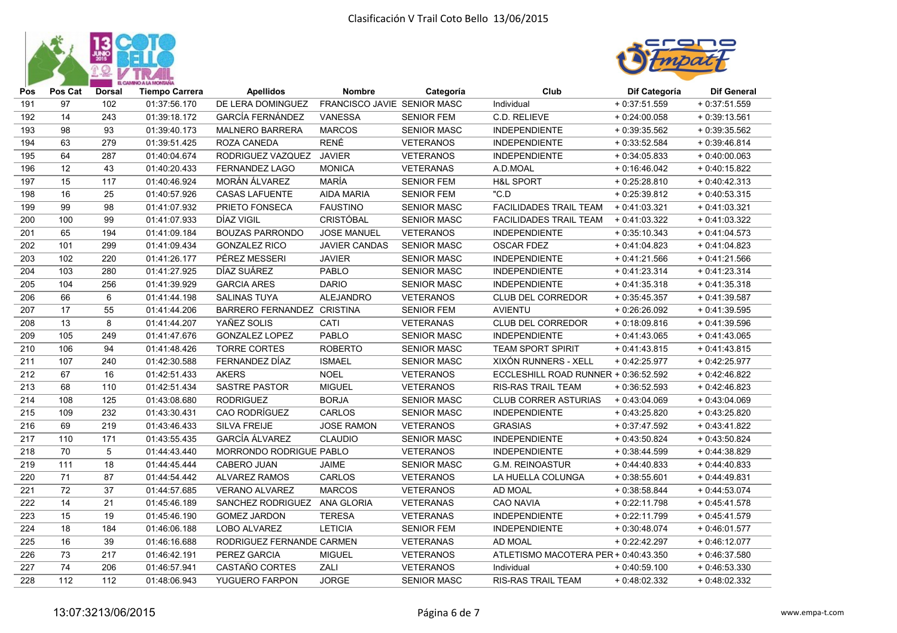# Clasificación V Trail Coto Bello 13/06/2015

| Pos | Pos Cat | Dorsal | Tiempo Carrera | Apellidos | Nombre | Categoría | Club | Dif Categoría | Dif General |
|---|---|---|---|---|---|---|---|---|---|
| 191 | 97 | 102 | 01:37:56.170 | DE LERA DOMINGUEZ | FRANCISCO JAVIE | SENIOR MASC | Individual | + 0:37:51.559 | + 0:37:51.559 |
| 192 | 14 | 243 | 01:39:18.172 | GARCÍA FERNÁNDEZ | VANESSA | SENIOR FEM | C.D. RELIEVE | + 0:24:00.058 | + 0:39:13.561 |
| 193 | 98 | 93 | 01:39:40.173 | MALNERO BARRERA | MARCOS | SENIOR MASC | INDEPENDIENTE | + 0:39:35.562 | + 0:39:35.562 |
| 194 | 63 | 279 | 01:39:51.425 | ROZA CANEDA | RENÉ | VETERANOS | INDEPENDIENTE | + 0:33:52.584 | + 0:39:46.814 |
| 195 | 64 | 287 | 01:40:04.674 | RODRIGUEZ VAZQUEZ | JAVIER | VETERANOS | INDEPENDIENTE | + 0:34:05.833 | + 0:40:00.063 |
| 196 | 12 | 43 | 01:40:20.433 | FERNANDEZ LAGO | MONICA | VETERANAS | A.D.MOAL | + 0:16:46.042 | + 0:40:15.822 |
| 197 | 15 | 117 | 01:40:46.924 | MORÁN ÁLVAREZ | MARÍA | SENIOR FEM | H&L SPORT | + 0:25:28.810 | + 0:40:42.313 |
| 198 | 16 | 25 | 01:40:57.926 | CASAS LAFUENTE | AIDA MARIA | SENIOR FEM | "C.D | + 0:25:39.812 | + 0:40:53.315 |
| 199 | 99 | 98 | 01:41:07.932 | PRIETO FONSECA | FAUSTINO | SENIOR MASC | FACILIDADES TRAIL TEAM | + 0:41:03.321 | + 0:41:03.321 |
| 200 | 100 | 99 | 01:41:07.933 | DÍAZ VIGIL | CRISTÓBAL | SENIOR MASC | FACILIDADES TRAIL TEAM | + 0:41:03.322 | + 0:41:03.322 |
| 201 | 65 | 194 | 01:41:09.184 | BOUZAS PARRONDO | JOSE MANUEL | VETERANOS | INDEPENDIENTE | + 0:35:10.343 | + 0:41:04.573 |
| 202 | 101 | 299 | 01:41:09.434 | GONZALEZ RICO | JAVIER CANDAS | SENIOR MASC | OSCAR FDEZ | + 0:41:04.823 | + 0:41:04.823 |
| 203 | 102 | 220 | 01:41:26.177 | PÉREZ MESSERI | JAVIER | SENIOR MASC | INDEPENDIENTE | + 0:41:21.566 | + 0:41:21.566 |
| 204 | 103 | 280 | 01:41:27.925 | DÍAZ SUÁREZ | PABLO | SENIOR MASC | INDEPENDIENTE | + 0:41:23.314 | + 0:41:23.314 |
| 205 | 104 | 256 | 01:41:39.929 | GARCIA ARES | DARIO | SENIOR MASC | INDEPENDIENTE | + 0:41:35.318 | + 0:41:35.318 |
| 206 | 66 | 6 | 01:41:44.198 | SALINAS TUYA | ALEJANDRO | VETERANOS | CLUB DEL CORREDOR | + 0:35:45.357 | + 0:41:39.587 |
| 207 | 17 | 55 | 01:41:44.206 | BARRERO FERNANDEZ | CRISTINA | SENIOR FEM | AVIENTU | + 0:26:26.092 | + 0:41:39.595 |
| 208 | 13 | 8 | 01:41:44.207 | YAÑEZ SOLIS | CATI | VETERANAS | CLUB DEL CORREDOR | + 0:18:09.816 | + 0:41:39.596 |
| 209 | 105 | 249 | 01:41:47.676 | GONZALEZ LOPEZ | PABLO | SENIOR MASC | INDEPENDIENTE | + 0:41:43.065 | + 0:41:43.065 |
| 210 | 106 | 94 | 01:41:48.426 | TORRE CORTES | ROBERTO | SENIOR MASC | TEAM SPORT SPIRIT | + 0:41:43.815 | + 0:41:43.815 |
| 211 | 107 | 240 | 01:42:30.588 | FERNANDEZ DÍAZ | ISMAEL | SENIOR MASC | XIXÓN RUNNERS - XELL | + 0:42:25.977 | + 0:42:25.977 |
| 212 | 67 | 16 | 01:42:51.433 | AKERS | NOEL | VETERANOS | ECCLESHILL ROAD RUNNER | + 0:36:52.592 | + 0:42:46.822 |
| 213 | 68 | 110 | 01:42:51.434 | SASTRE PASTOR | MIGUEL | VETERANOS | RIS-RAS TRAIL TEAM | + 0:36:52.593 | + 0:42:46.823 |
| 214 | 108 | 125 | 01:43:08.680 | RODRIGUEZ | BORJA | SENIOR MASC | CLUB CORRER ASTURIAS | + 0:43:04.069 | + 0:43:04.069 |
| 215 | 109 | 232 | 01:43:30.431 | CAO RODRÍGUEZ | CARLOS | SENIOR MASC | INDEPENDIENTE | + 0:43:25.820 | + 0:43:25.820 |
| 216 | 69 | 219 | 01:43:46.433 | SILVA FREIJE | JOSE RAMON | VETERANOS | GRASIAS | + 0:37:47.592 | + 0:43:41.822 |
| 217 | 110 | 171 | 01:43:55.435 | GARCÍA ÁLVAREZ | CLAUDIO | SENIOR MASC | INDEPENDIENTE | + 0:43:50.824 | + 0:43:50.824 |
| 218 | 70 | 5 | 01:44:43.440 | MORRONDO RODRIGUE | PABLO | VETERANOS | INDEPENDIENTE | + 0:38:44.599 | + 0:44:38.829 |
| 219 | 111 | 18 | 01:44:45.444 | CABERO JUAN | JAIME | SENIOR MASC | G.M. REINOASTUR | + 0:44:40.833 | + 0:44:40.833 |
| 220 | 71 | 87 | 01:44:54.442 | ALVAREZ RAMOS | CARLOS | VETERANOS | LA HUELLA COLUNGA | + 0:38:55.601 | + 0:44:49.831 |
| 221 | 72 | 37 | 01:44:57.685 | VERANO ALVAREZ | MARCOS | VETERANOS | AD MOAL | + 0:38:58.844 | + 0:44:53.074 |
| 222 | 14 | 21 | 01:45:46.189 | SANCHEZ RODRIGUEZ | ANA GLORIA | VETERANAS | CAO NAVIA | + 0:22:11.798 | + 0:45:41.578 |
| 223 | 15 | 19 | 01:45:46.190 | GOMEZ JARDON | TERESA | VETERANAS | INDEPENDIENTE | + 0:22:11.799 | + 0:45:41.579 |
| 224 | 18 | 184 | 01:46:06.188 | LOBO ALVAREZ | LETICIA | SENIOR FEM | INDEPENDIENTE | + 0:30:48.074 | + 0:46:01.577 |
| 225 | 16 | 39 | 01:46:16.688 | RODRIGUEZ FERNANDE | CARMEN | VETERANAS | AD MOAL | + 0:22:42.297 | + 0:46:12.077 |
| 226 | 73 | 217 | 01:46:42.191 | PEREZ GARCIA | MIGUEL | VETERANOS | ATLETISMO MACOTERA PER | + 0:40:43.350 | + 0:46:37.580 |
| 227 | 74 | 206 | 01:46:57.941 | CASTAÑO CORTES | ZALI | VETERANOS | Individual | + 0:40:59.100 | + 0:46:53.330 |
| 228 | 112 | 112 | 01:48:06.943 | YUGUERO FARPON | JORGE | SENIOR MASC | RIS-RAS TRAIL TEAM | + 0:48:02.332 | + 0:48:02.332 |

13:07:3213/06/2015

www.empa-t.com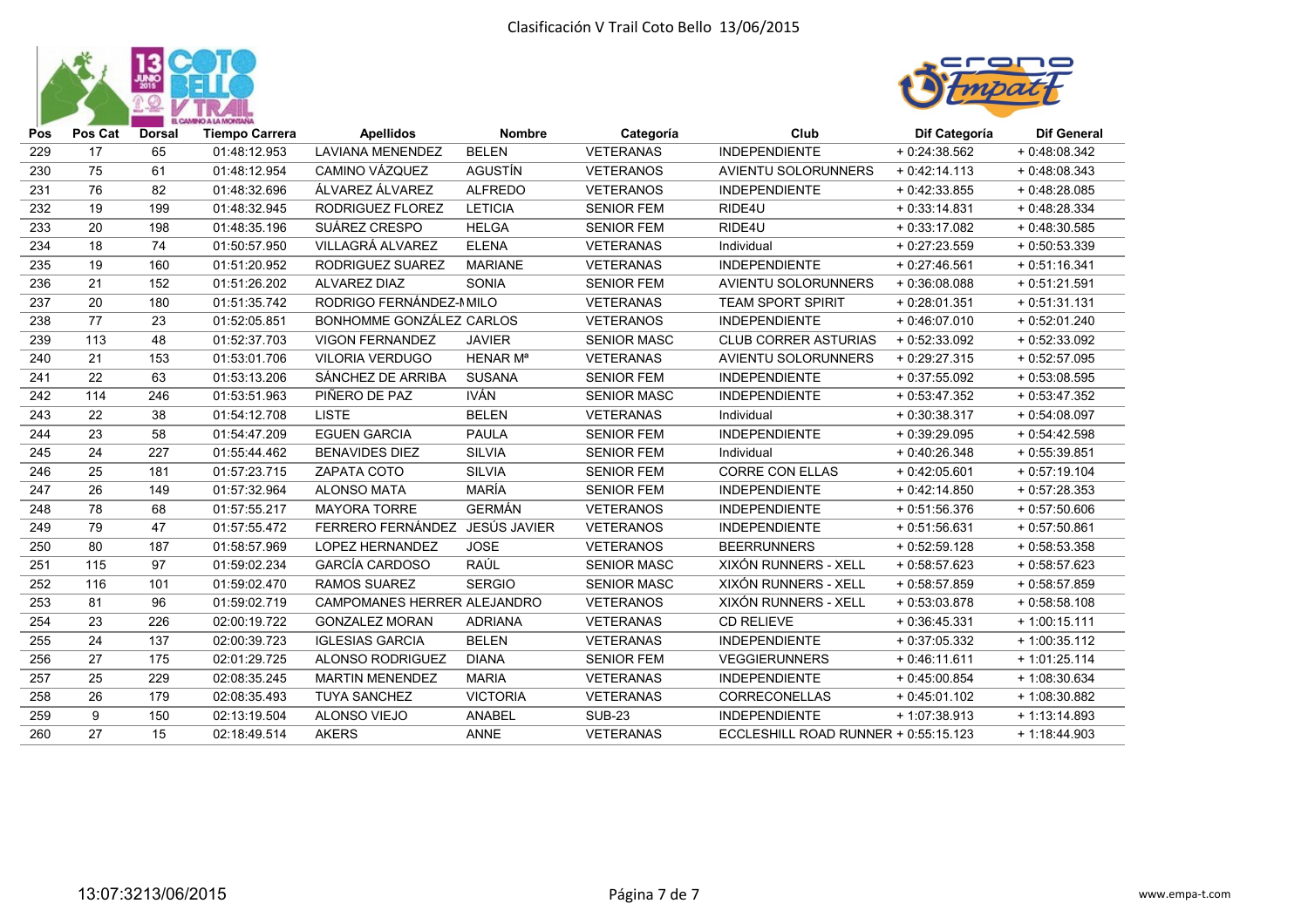# Clasificación V Trail Coto Bello 13/06/2015

| Pos | Pos Cat | Dorsal | Tiempo Carrera | Apellidos | Nombre | Categoría | Club | Dif Categoría | Dif General |
|---|---|---|---|---|---|---|---|---|---|
| 229 | 17 | 65 | 01:48:12.953 | LAVIANA MENENDEZ | BELEN | VETERANAS | INDEPENDIENTE | + 0:24:38.562 | + 0:48:08.342 |
| 230 | 75 | 61 | 01:48:12.954 | CAMINO VÁZQUEZ | AGUSTÍN | VETERANOS | AVIENTU SOLORUNNERS | + 0:42:14.113 | + 0:48:08.343 |
| 231 | 76 | 82 | 01:48:32.696 | ÁLVAREZ ÁLVAREZ | ALFREDO | VETERANOS | INDEPENDIENTE | + 0:42:33.855 | + 0:48:28.085 |
| 232 | 19 | 199 | 01:48:32.945 | RODRIGUEZ FLOREZ | LETICIA | SENIOR FEM | RIDE4U | + 0:33:14.831 | + 0:48:28.334 |
| 233 | 20 | 198 | 01:48:35.196 | SUÁREZ CRESPO | HELGA | SENIOR FEM | RIDE4U | + 0:33:17.082 | + 0:48:30.585 |
| 234 | 18 | 74 | 01:50:57.950 | VILLAGRÁ ALVAREZ | ELENA | VETERANAS | Individual | + 0:27:23.559 | + 0:50:53.339 |
| 235 | 19 | 160 | 01:51:20.952 | RODRIGUEZ SUAREZ | MARIANE | VETERANAS | INDEPENDIENTE | + 0:27:46.561 | + 0:51:16.341 |
| 236 | 21 | 152 | 01:51:26.202 | ALVAREZ DIAZ | SONIA | SENIOR FEM | AVIENTU SOLORUNNERS | + 0:36:08.088 | + 0:51:21.591 |
| 237 | 20 | 180 | 01:51:35.742 | RODRIGO FERNÁNDEZ-MILO | | VETERANAS | TEAM SPORT SPIRIT | + 0:28:01.351 | + 0:51:31.131 |
| 238 | 77 | 23 | 01:52:05.851 | BONHOMME GONZÁLEZ | CARLOS | VETERANOS | INDEPENDIENTE | + 0:46:07.010 | + 0:52:01.240 |
| 239 | 113 | 48 | 01:52:37.703 | VIGON FERNANDEZ | JAVIER | SENIOR MASC | CLUB CORRER ASTURIAS | + 0:52:33.092 | + 0:52:33.092 |
| 240 | 21 | 153 | 01:53:01.706 | VILORIA VERDUGO | HENAR Mª | VETERANAS | AVIENTU SOLORUNNERS | + 0:29:27.315 | + 0:52:57.095 |
| 241 | 22 | 63 | 01:53:13.206 | SÁNCHEZ DE ARRIBA | SUSANA | SENIOR FEM | INDEPENDIENTE | + 0:37:55.092 | + 0:53:08.595 |
| 242 | 114 | 246 | 01:53:51.963 | PIÑERO DE PAZ | IVÁN | SENIOR MASC | INDEPENDIENTE | + 0:53:47.352 | + 0:53:47.352 |
| 243 | 22 | 38 | 01:54:12.708 | LISTE | BELEN | VETERANAS | Individual | + 0:30:38.317 | + 0:54:08.097 |
| 244 | 23 | 58 | 01:54:47.209 | EGUEN GARCIA | PAULA | SENIOR FEM | INDEPENDIENTE | + 0:39:29.095 | + 0:54:42.598 |
| 245 | 24 | 227 | 01:55:44.462 | BENAVIDES DIEZ | SILVIA | SENIOR FEM | Individual | + 0:40:26.348 | + 0:55:39.851 |
| 246 | 25 | 181 | 01:57:23.715 | ZAPATA COTO | SILVIA | SENIOR FEM | CORRE CON ELLAS | + 0:42:05.601 | + 0:57:19.104 |
| 247 | 26 | 149 | 01:57:32.964 | ALONSO MATA | MARÍA | SENIOR FEM | INDEPENDIENTE | + 0:42:14.850 | + 0:57:28.353 |
| 248 | 78 | 68 | 01:57:55.217 | MAYORA TORRE | GERMÁN | VETERANOS | INDEPENDIENTE | + 0:51:56.376 | + 0:57:50.606 |
| 249 | 79 | 47 | 01:57:55.472 | FERRERO FERNÁNDEZ | JESÚS JAVIER | VETERANOS | INDEPENDIENTE | + 0:51:56.631 | + 0:57:50.861 |
| 250 | 80 | 187 | 01:58:57.969 | LOPEZ HERNANDEZ | JOSE | VETERANOS | BEERRUNNERS | + 0:52:59.128 | + 0:58:53.358 |
| 251 | 115 | 97 | 01:59:02.234 | GARCÍA CARDOSO | RAÚL | SENIOR MASC | XIXÓN RUNNERS - XELL | + 0:58:57.623 | + 0:58:57.623 |
| 252 | 116 | 101 | 01:59:02.470 | RAMOS SUAREZ | SERGIO | SENIOR MASC | XIXÓN RUNNERS - XELL | + 0:58:57.859 | + 0:58:57.859 |
| 253 | 81 | 96 | 01:59:02.719 | CAMPOMANES HERRER | ALEJANDRO | VETERANOS | XIXÓN RUNNERS - XELL | + 0:53:03.878 | + 0:58:58.108 |
| 254 | 23 | 226 | 02:00:19.722 | GONZALEZ MORAN | ADRIANA | VETERANAS | CD RELIEVE | + 0:36:45.331 | + 1:00:15.111 |
| 255 | 24 | 137 | 02:00:39.723 | IGLESIAS GARCIA | BELEN | VETERANAS | INDEPENDIENTE | + 0:37:05.332 | + 1:00:35.112 |
| 256 | 27 | 175 | 02:01:29.725 | ALONSO RODRIGUEZ | DIANA | SENIOR FEM | VEGGIERUNNERS | + 0:46:11.611 | + 1:01:25.114 |
| 257 | 25 | 229 | 02:08:35.245 | MARTIN MENENDEZ | MARIA | VETERANAS | INDEPENDIENTE | + 0:45:00.854 | + 1:08:30.634 |
| 258 | 26 | 179 | 02:08:35.493 | TUYA SANCHEZ | VICTORIA | VETERANAS | CORRECONELLAS | + 0:45:01.102 | + 1:08:30.882 |
| 259 | 9 | 150 | 02:13:19.504 | ALONSO VIEJO | ANABEL | SUB-23 | INDEPENDIENTE | + 1:07:38.913 | + 1:13:14.893 |
| 260 | 27 | 15 | 02:18:49.514 | AKERS | ANNE | VETERANAS | ECCLESHILL ROAD RUNNER | + 0:55:15.123 | + 1:18:44.903 |

13:07:3213/06/2015

www.empa-t.com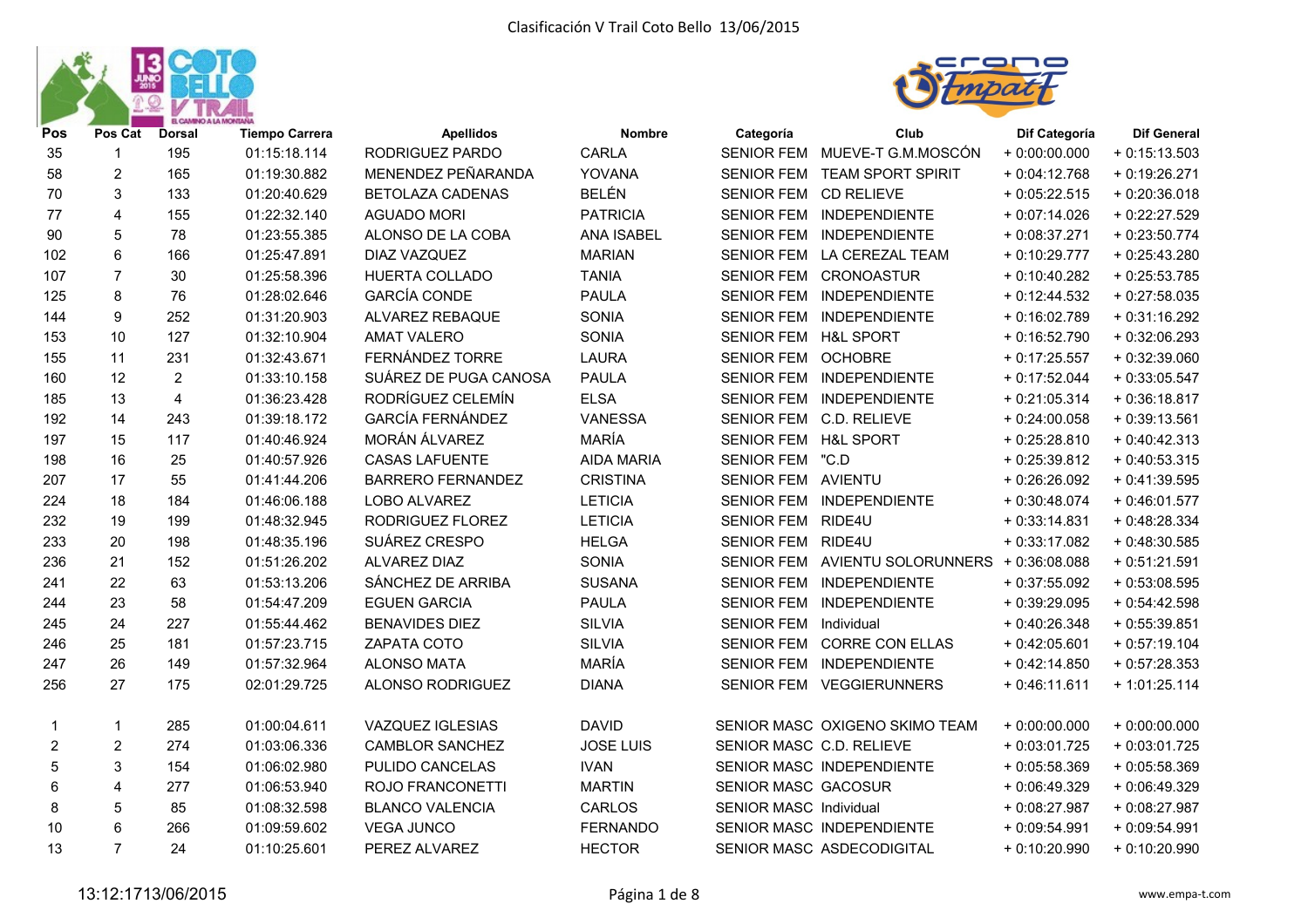# Clasificación V Trail Coto Bello 13/06/2015

| Pos | Pos Cat | Dorsal | Tiempo Carrera | Apellidos | Nombre | Categoría | Club | Dif Categoría | Dif General |
|---|---|---|---|---|---|---|---|---|---|
| 35 | 1 | 195 | 01:15:18.114 | RODRIGUEZ PARDO | CARLA | SENIOR FEM | MUEVE-T G.M.MOSCÓN | + 0:00:00.000 | + 0:15:13.503 |
| 58 | 2 | 165 | 01:19:30.882 | MENENDEZ PEÑARANDA | YOVANA | SENIOR FEM | TEAM SPORT SPIRIT | + 0:04:12.768 | + 0:19:26.271 |
| 70 | 3 | 133 | 01:20:40.629 | BETOLAZA CADENAS | BELÉN | SENIOR FEM | CD RELIEVE | + 0:05:22.515 | + 0:20:36.018 |
| 77 | 4 | 155 | 01:22:32.140 | AGUADO MORI | PATRICIA | SENIOR FEM | INDEPENDIENTE | + 0:07:14.026 | + 0:22:27.529 |
| 90 | 5 | 78 | 01:23:55.385 | ALONSO DE LA COBA | ANA ISABEL | SENIOR FEM | INDEPENDIENTE | + 0:08:37.271 | + 0:23:50.774 |
| 102 | 6 | 166 | 01:25:47.891 | DIAZ VAZQUEZ | MARIAN | SENIOR FEM | LA CEREZAL TEAM | + 0:10:29.777 | + 0:25:43.280 |
| 107 | 7 | 30 | 01:25:58.396 | HUERTA COLLADO | TANIA | SENIOR FEM | CRONOASTUR | + 0:10:40.282 | + 0:25:53.785 |
| 125 | 8 | 76 | 01:28:02.646 | GARCÍA CONDE | PAULA | SENIOR FEM | INDEPENDIENTE | + 0:12:44.532 | + 0:27:58.035 |
| 144 | 9 | 252 | 01:31:20.903 | ALVAREZ REBAQUE | SONIA | SENIOR FEM | INDEPENDIENTE | + 0:16:02.789 | + 0:31:16.292 |
| 153 | 10 | 127 | 01:32:10.904 | AMAT VALERO | SONIA | SENIOR FEM | H&L SPORT | + 0:16:52.790 | + 0:32:06.293 |
| 155 | 11 | 231 | 01:32:43.671 | FERNÁNDEZ TORRE | LAURA | SENIOR FEM | OCHOBRE | + 0:17:25.557 | + 0:32:39.060 |
| 160 | 12 | 2 | 01:33:10.158 | SUÁREZ DE PUGA CANOSA | PAULA | SENIOR FEM | INDEPENDIENTE | + 0:17:52.044 | + 0:33:05.547 |
| 185 | 13 | 4 | 01:36:23.428 | RODRÍGUEZ CELEMÍN | ELSA | SENIOR FEM | INDEPENDIENTE | + 0:21:05.314 | + 0:36:18.817 |
| 192 | 14 | 243 | 01:39:18.172 | GARCÍA FERNÁNDEZ | VANESSA | SENIOR FEM | C.D. RELIEVE | + 0:24:00.058 | + 0:39:13.561 |
| 197 | 15 | 117 | 01:40:46.924 | MORÁN ÁLVAREZ | MARÍA | SENIOR FEM | H&L SPORT | + 0:25:28.810 | + 0:40:42.313 |
| 198 | 16 | 25 | 01:40:57.926 | CASAS LAFUENTE | AIDA MARIA | SENIOR FEM | "C.D | + 0:25:39.812 | + 0:40:53.315 |
| 207 | 17 | 55 | 01:41:44.206 | BARRERO FERNANDEZ | CRISTINA | SENIOR FEM | AVIENTU | + 0:26:26.092 | + 0:41:39.595 |
| 224 | 18 | 184 | 01:46:06.188 | LOBO ALVAREZ | LETICIA | SENIOR FEM | INDEPENDIENTE | + 0:30:48.074 | + 0:46:01.577 |
| 232 | 19 | 199 | 01:48:32.945 | RODRIGUEZ FLOREZ | LETICIA | SENIOR FEM | RIDE4U | + 0:33:14.831 | + 0:48:28.334 |
| 233 | 20 | 198 | 01:48:35.196 | SUÁREZ CRESPO | HELGA | SENIOR FEM | RIDE4U | + 0:33:17.082 | + 0:48:30.585 |
| 236 | 21 | 152 | 01:51:26.202 | ALVAREZ DIAZ | SONIA | SENIOR FEM | AVIENTU SOLORUNNERS | + 0:36:08.088 | + 0:51:21.591 |
| 241 | 22 | 63 | 01:53:13.206 | SÁNCHEZ DE ARRIBA | SUSANA | SENIOR FEM | INDEPENDIENTE | + 0:37:55.092 | + 0:53:08.595 |
| 244 | 23 | 58 | 01:54:47.209 | EGUEN GARCIA | PAULA | SENIOR FEM | INDEPENDIENTE | + 0:39:29.095 | + 0:54:42.598 |
| 245 | 24 | 227 | 01:55:44.462 | BENAVIDES DIEZ | SILVIA | SENIOR FEM | Individual | + 0:40:26.348 | + 0:55:39.851 |
| 246 | 25 | 181 | 01:57:23.715 | ZAPATA COTO | SILVIA | SENIOR FEM | CORRE CON ELLAS | + 0:42:05.601 | + 0:57:19.104 |
| 247 | 26 | 149 | 01:57:32.964 | ALONSO MATA | MARÍA | SENIOR FEM | INDEPENDIENTE | + 0:42:14.850 | + 0:57:28.353 |
| 256 | 27 | 175 | 02:01:29.725 | ALONSO RODRIGUEZ | DIANA | SENIOR FEM | VEGGIERUNNERS | + 0:46:11.611 | + 1:01:25.114 |
| | | | | | | | | | |
| 1 | 1 | 285 | 01:00:04.611 | VAZQUEZ IGLESIAS | DAVID | SENIOR MASC | OXIGENO SKIMO TEAM | + 0:00:00.000 | + 0:00:00.000 |
| 2 | 2 | 274 | 01:03:06.336 | CAMBLOR SANCHEZ | JOSE LUIS | SENIOR MASC | C.D. RELIEVE | + 0:03:01.725 | + 0:03:01.725 |
| 5 | 3 | 154 | 01:06:02.980 | PULIDO CANCELAS | IVAN | SENIOR MASC | INDEPENDIENTE | + 0:05:58.369 | + 0:05:58.369 |
| 6 | 4 | 277 | 01:06:53.940 | ROJO FRANCONETTI | MARTIN | SENIOR MASC | GACOSUR | + 0:06:49.329 | + 0:06:49.329 |
| 8 | 5 | 85 | 01:08:32.598 | BLANCO VALENCIA | CARLOS | SENIOR MASC | Individual | + 0:08:27.987 | + 0:08:27.987 |
| 10 | 6 | 266 | 01:09:59.602 | VEGA JUNCO | FERNANDO | SENIOR MASC | INDEPENDIENTE | + 0:09:54.991 | + 0:09:54.991 |
| 13 | 7 | 24 | 01:10:25.601 | PEREZ ALVAREZ | HECTOR | SENIOR MASC | ASDECODIGITAL | + 0:10:20.990 | + 0:10:20.990 |

13:12:1713/06/2015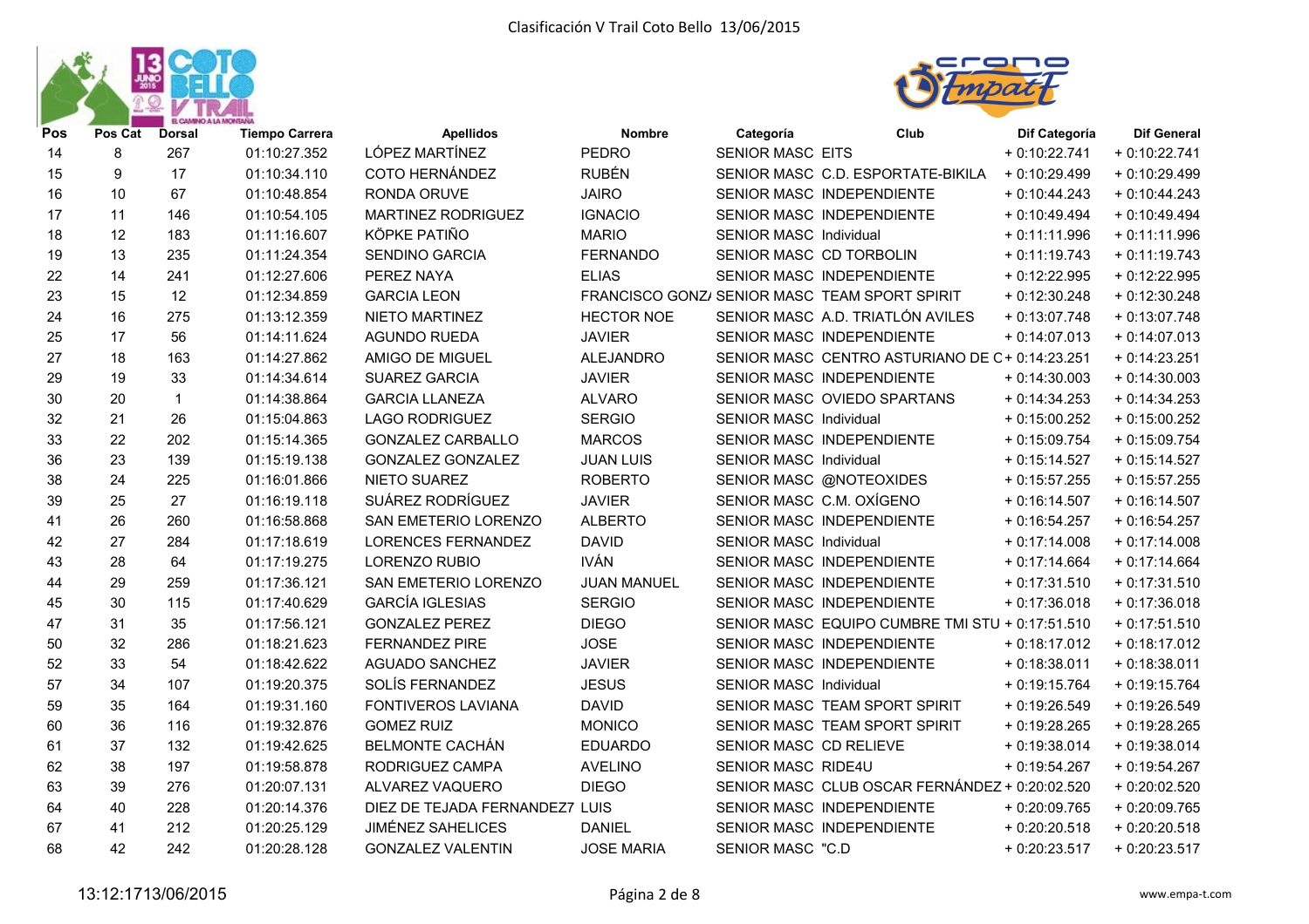# Clasificación V Trail Coto Bello 13/06/2015

| Pos | Pos Cat | Dorsal | Tiempo Carrera | Apellidos | Nombre | Categoría | Club | Dif Categoría | Dif General |
|---|---|---|---|---|---|---|---|---|---|
| 14 | 8 | 267 | 01:10:27.352 | LÓPEZ MARTÍNEZ | PEDRO | SENIOR MASC | EITS | + 0:10:22.741 | + 0:10:22.741 |
| 15 | 9 | 17 | 01:10:34.110 | COTO HERNÁNDEZ | RUBÉN | SENIOR MASC | C.D. ESPORTATE-BIKILA | + 0:10:29.499 | + 0:10:29.499 |
| 16 | 10 | 67 | 01:10:48.854 | RONDA ORUVE | JAIRO | SENIOR MASC | INDEPENDIENTE | + 0:10:44.243 | + 0:10:44.243 |
| 17 | 11 | 146 | 01:10:54.105 | MARTINEZ RODRIGUEZ | IGNACIO | SENIOR MASC | INDEPENDIENTE | + 0:10:49.494 | + 0:10:49.494 |
| 18 | 12 | 183 | 01:11:16.607 | KÖPKE PATIÑO | MARIO | SENIOR MASC | Individual | + 0:11:11.996 | + 0:11:11.996 |
| 19 | 13 | 235 | 01:11:24.354 | SENDINO GARCIA | FERNANDO | SENIOR MASC | CD TORBOLIN | + 0:11:19.743 | + 0:11:19.743 |
| 22 | 14 | 241 | 01:12:27.606 | PEREZ NAYA | ELIAS | SENIOR MASC | INDEPENDIENTE | + 0:12:22.995 | + 0:12:22.995 |
| 23 | 15 | 12 | 01:12:34.859 | GARCIA LEON | FRANCISCO GONZ/ | SENIOR MASC | TEAM SPORT SPIRIT | + 0:12:30.248 | + 0:12:30.248 |
| 24 | 16 | 275 | 01:13:12.359 | NIETO MARTINEZ | HECTOR NOE | SENIOR MASC | A.D. TRIATLÓN AVILES | + 0:13:07.748 | + 0:13:07.748 |
| 25 | 17 | 56 | 01:14:11.624 | AGUNDO RUEDA | JAVIER | SENIOR MASC | INDEPENDIENTE | + 0:14:07.013 | + 0:14:07.013 |
| 27 | 18 | 163 | 01:14:27.862 | AMIGO DE MIGUEL | ALEJANDRO | SENIOR MASC | CENTRO ASTURIANO DE C | + 0:14:23.251 | + 0:14:23.251 |
| 29 | 19 | 33 | 01:14:34.614 | SUAREZ GARCIA | JAVIER | SENIOR MASC | INDEPENDIENTE | + 0:14:30.003 | + 0:14:30.003 |
| 30 | 20 | 1 | 01:14:38.864 | GARCIA LLANEZA | ALVARO | SENIOR MASC | OVIEDO SPARTANS | + 0:14:34.253 | + 0:14:34.253 |
| 32 | 21 | 26 | 01:15:04.863 | LAGO RODRIGUEZ | SERGIO | SENIOR MASC | Individual | + 0:15:00.252 | + 0:15:00.252 |
| 33 | 22 | 202 | 01:15:14.365 | GONZALEZ CARBALLO | MARCOS | SENIOR MASC | INDEPENDIENTE | + 0:15:09.754 | + 0:15:09.754 |
| 36 | 23 | 139 | 01:15:19.138 | GONZALEZ GONZALEZ | JUAN LUIS | SENIOR MASC | Individual | + 0:15:14.527 | + 0:15:14.527 |
| 38 | 24 | 225 | 01:16:01.866 | NIETO SUAREZ | ROBERTO | SENIOR MASC | @NOTEOXIDES | + 0:15:57.255 | + 0:15:57.255 |
| 39 | 25 | 27 | 01:16:19.118 | SUÁREZ RODRÍGUEZ | JAVIER | SENIOR MASC | C.M. OXÍGENO | + 0:16:14.507 | + 0:16:14.507 |
| 41 | 26 | 260 | 01:16:58.868 | SAN EMETERIO LORENZO | ALBERTO | SENIOR MASC | INDEPENDIENTE | + 0:16:54.257 | + 0:16:54.257 |
| 42 | 27 | 284 | 01:17:18.619 | LORENCES FERNANDEZ | DAVID | SENIOR MASC | Individual | + 0:17:14.008 | + 0:17:14.008 |
| 43 | 28 | 64 | 01:17:19.275 | LORENZO RUBIO | IVÁN | SENIOR MASC | INDEPENDIENTE | + 0:17:14.664 | + 0:17:14.664 |
| 44 | 29 | 259 | 01:17:36.121 | SAN EMETERIO LORENZO | JUAN MANUEL | SENIOR MASC | INDEPENDIENTE | + 0:17:31.510 | + 0:17:31.510 |
| 45 | 30 | 115 | 01:17:40.629 | GARCÍA IGLESIAS | SERGIO | SENIOR MASC | INDEPENDIENTE | + 0:17:36.018 | + 0:17:36.018 |
| 47 | 31 | 35 | 01:17:56.121 | GONZALEZ PEREZ | DIEGO | SENIOR MASC | EQUIPO CUMBRE TMI STU | + 0:17:51.510 | + 0:17:51.510 |
| 50 | 32 | 286 | 01:18:21.623 | FERNANDEZ PIRE | JOSE | SENIOR MASC | INDEPENDIENTE | + 0:18:17.012 | + 0:18:17.012 |
| 52 | 33 | 54 | 01:18:42.622 | AGUADO SANCHEZ | JAVIER | SENIOR MASC | INDEPENDIENTE | + 0:18:38.011 | + 0:18:38.011 |
| 57 | 34 | 107 | 01:19:20.375 | SOLÍS FERNANDEZ | JESUS | SENIOR MASC | Individual | + 0:19:15.764 | + 0:19:15.764 |
| 59 | 35 | 164 | 01:19:31.160 | FONTIVEROS LAVIANA | DAVID | SENIOR MASC | TEAM SPORT SPIRIT | + 0:19:26.549 | + 0:19:26.549 |
| 60 | 36 | 116 | 01:19:32.876 | GOMEZ RUIZ | MONICO | SENIOR MASC | TEAM SPORT SPIRIT | + 0:19:28.265 | + 0:19:28.265 |
| 61 | 37 | 132 | 01:19:42.625 | BELMONTE CACHÁN | EDUARDO | SENIOR MASC | CD RELIEVE | + 0:19:38.014 | + 0:19:38.014 |
| 62 | 38 | 197 | 01:19:58.878 | RODRIGUEZ CAMPA | AVELINO | SENIOR MASC | RIDE4U | + 0:19:54.267 | + 0:19:54.267 |
| 63 | 39 | 276 | 01:20:07.131 | ALVAREZ VAQUERO | DIEGO | SENIOR MASC | CLUB OSCAR FERNÁNDEZ | + 0:20:02.520 | + 0:20:02.520 |
| 64 | 40 | 228 | 01:20:14.376 | DIEZ DE TEJADA FERNANDEZ7 | LUIS | SENIOR MASC | INDEPENDIENTE | + 0:20:09.765 | + 0:20:09.765 |
| 67 | 41 | 212 | 01:20:25.129 | JIMÉNEZ SAHELICES | DANIEL | SENIOR MASC | INDEPENDIENTE | + 0:20:20.518 | + 0:20:20.518 |
| 68 | 42 | 242 | 01:20:28.128 | GONZALEZ VALENTIN | JOSE MARIA | SENIOR MASC | "C.D | + 0:20:23.517 | + 0:20:23.517 |

13:12:1713/06/2015

www.empa-t.com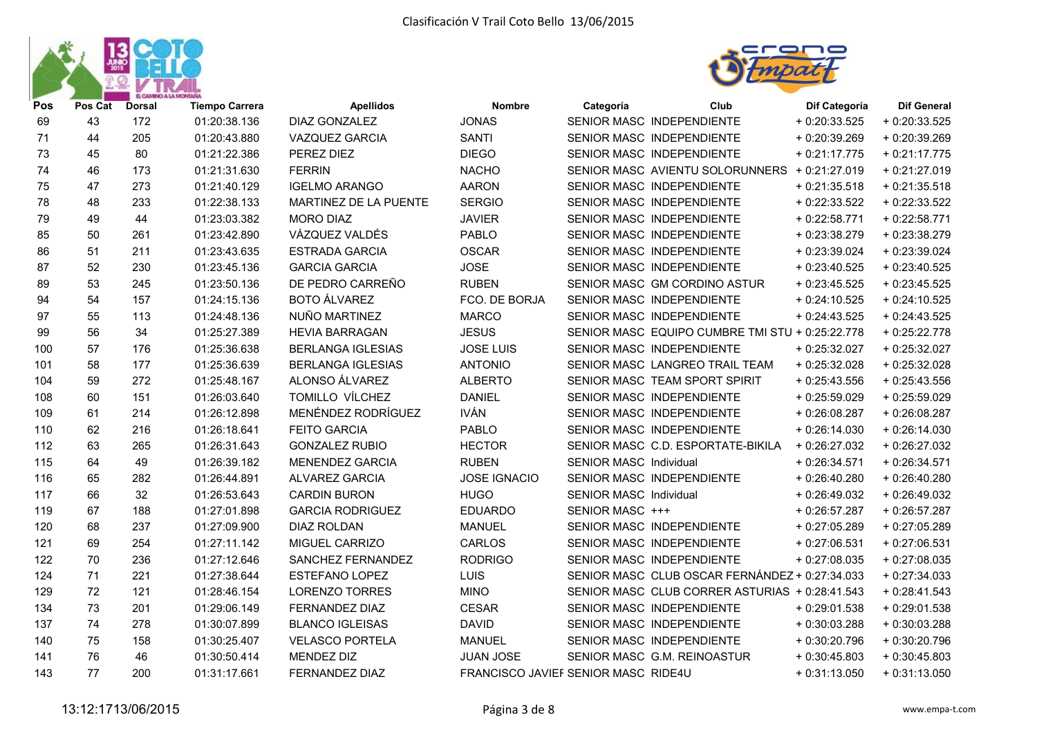Clasificación V Trail Coto Bello 13/06/2015

| Pos | Pos Cat | Dorsal | Tiempo Carrera | Apellidos | Nombre | Categoría | Club | Dif Categoría | Dif General |
|---|---|---|---|---|---|---|---|---|---|
| 69 | 43 | 172 | 01:20:38.136 | DIAZ GONZALEZ | JONAS | SENIOR MASC | INDEPENDIENTE | + 0:20:33.525 | + 0:20:33.525 |
| 71 | 44 | 205 | 01:20:43.880 | VAZQUEZ GARCIA | SANTI | SENIOR MASC | INDEPENDIENTE | + 0:20:39.269 | + 0:20:39.269 |
| 73 | 45 | 80 | 01:21:22.386 | PEREZ DIEZ | DIEGO | SENIOR MASC | INDEPENDIENTE | + 0:21:17.775 | + 0:21:17.775 |
| 74 | 46 | 173 | 01:21:31.630 | FERRIN | NACHO | SENIOR MASC | AVIENTU SOLORUNNERS | + 0:21:27.019 | + 0:21:27.019 |
| 75 | 47 | 273 | 01:21:40.129 | IGELMO ARANGO | AARON | SENIOR MASC | INDEPENDIENTE | + 0:21:35.518 | + 0:21:35.518 |
| 78 | 48 | 233 | 01:22:38.133 | MARTINEZ DE LA PUENTE | SERGIO | SENIOR MASC | INDEPENDIENTE | + 0:22:33.522 | + 0:22:33.522 |
| 79 | 49 | 44 | 01:23:03.382 | MORO DIAZ | JAVIER | SENIOR MASC | INDEPENDIENTE | + 0:22:58.771 | + 0:22:58.771 |
| 85 | 50 | 261 | 01:23:42.890 | VÁZQUEZ VALDÉS | PABLO | SENIOR MASC | INDEPENDIENTE | + 0:23:38.279 | + 0:23:38.279 |
| 86 | 51 | 211 | 01:23:43.635 | ESTRADA GARCIA | OSCAR | SENIOR MASC | INDEPENDIENTE | + 0:23:39.024 | + 0:23:39.024 |
| 87 | 52 | 230 | 01:23:45.136 | GARCIA GARCIA | JOSE | SENIOR MASC | INDEPENDIENTE | + 0:23:40.525 | + 0:23:40.525 |
| 89 | 53 | 245 | 01:23:50.136 | DE PEDRO CARREÑO | RUBEN | SENIOR MASC | GM CORDINO ASTUR | + 0:23:45.525 | + 0:23:45.525 |
| 94 | 54 | 157 | 01:24:15.136 | BOTO ÁLVAREZ | FCO. DE BORJA | SENIOR MASC | INDEPENDIENTE | + 0:24:10.525 | + 0:24:10.525 |
| 97 | 55 | 113 | 01:24:48.136 | NUÑO MARTINEZ | MARCO | SENIOR MASC | INDEPENDIENTE | + 0:24:43.525 | + 0:24:43.525 |
| 99 | 56 | 34 | 01:25:27.389 | HEVIA BARRAGAN | JESUS | SENIOR MASC | EQUIPO CUMBRE TMI STU | + 0:25:22.778 | + 0:25:22.778 |
| 100 | 57 | 176 | 01:25:36.638 | BERLANGA IGLESIAS | JOSE LUIS | SENIOR MASC | INDEPENDIENTE | + 0:25:32.027 | + 0:25:32.027 |
| 101 | 58 | 177 | 01:25:36.639 | BERLANGA IGLESIAS | ANTONIO | SENIOR MASC | LANGREO TRAIL TEAM | + 0:25:32.028 | + 0:25:32.028 |
| 104 | 59 | 272 | 01:25:48.167 | ALONSO ÁLVAREZ | ALBERTO | SENIOR MASC | TEAM SPORT SPIRIT | + 0:25:43.556 | + 0:25:43.556 |
| 108 | 60 | 151 | 01:26:03.640 | TOMILLO VÍLCHEZ | DANIEL | SENIOR MASC | INDEPENDIENTE | + 0:25:59.029 | + 0:25:59.029 |
| 109 | 61 | 214 | 01:26:12.898 | MENÉNDEZ RODRÍGUEZ | IVÁN | SENIOR MASC | INDEPENDIENTE | + 0:26:08.287 | + 0:26:08.287 |
| 110 | 62 | 216 | 01:26:18.641 | FEITO GARCIA | PABLO | SENIOR MASC | INDEPENDIENTE | + 0:26:14.030 | + 0:26:14.030 |
| 112 | 63 | 265 | 01:26:31.643 | GONZALEZ RUBIO | HECTOR | SENIOR MASC | C.D. ESPORTATE-BIKILA | + 0:26:27.032 | + 0:26:27.032 |
| 115 | 64 | 49 | 01:26:39.182 | MENENDEZ GARCIA | RUBEN | SENIOR MASC | Individual | + 0:26:34.571 | + 0:26:34.571 |
| 116 | 65 | 282 | 01:26:44.891 | ALVAREZ GARCIA | JOSE IGNACIO | SENIOR MASC | INDEPENDIENTE | + 0:26:40.280 | + 0:26:40.280 |
| 117 | 66 | 32 | 01:26:53.643 | CARDIN BURON | HUGO | SENIOR MASC | Individual | + 0:26:49.032 | + 0:26:49.032 |
| 119 | 67 | 188 | 01:27:01.898 | GARCIA RODRIGUEZ | EDUARDO | SENIOR MASC | +++ | + 0:26:57.287 | + 0:26:57.287 |
| 120 | 68 | 237 | 01:27:09.900 | DIAZ ROLDAN | MANUEL | SENIOR MASC | INDEPENDIENTE | + 0:27:05.289 | + 0:27:05.289 |
| 121 | 69 | 254 | 01:27:11.142 | MIGUEL CARRIZO | CARLOS | SENIOR MASC | INDEPENDIENTE | + 0:27:06.531 | + 0:27:06.531 |
| 122 | 70 | 236 | 01:27:12.646 | SANCHEZ FERNANDEZ | RODRIGO | SENIOR MASC | INDEPENDIENTE | + 0:27:08.035 | + 0:27:08.035 |
| 124 | 71 | 221 | 01:27:38.644 | ESTEFANO LOPEZ | LUIS | SENIOR MASC | CLUB OSCAR FERNÁNDEZ | + 0:27:34.033 | + 0:27:34.033 |
| 129 | 72 | 121 | 01:28:46.154 | LORENZO TORRES | MINO | SENIOR MASC | CLUB CORRER ASTURIAS | + 0:28:41.543 | + 0:28:41.543 |
| 134 | 73 | 201 | 01:29:06.149 | FERNANDEZ DIAZ | CESAR | SENIOR MASC | INDEPENDIENTE | + 0:29:01.538 | + 0:29:01.538 |
| 137 | 74 | 278 | 01:30:07.899 | BLANCO IGLEISAS | DAVID | SENIOR MASC | INDEPENDIENTE | + 0:30:03.288 | + 0:30:03.288 |
| 140 | 75 | 158 | 01:30:25.407 | VELASCO PORTELA | MANUEL | SENIOR MASC | INDEPENDIENTE | + 0:30:20.796 | + 0:30:20.796 |
| 141 | 76 | 46 | 01:30:50.414 | MENDEZ DIZ | JUAN JOSE | SENIOR MASC | G.M. REINOASTUR | + 0:30:45.803 | + 0:30:45.803 |
| 143 | 77 | 200 | 01:31:17.661 | FERNANDEZ DIAZ | FRANCISCO JAVIEF | SENIOR MASC | RIDE4U | + 0:31:13.050 | + 0:31:13.050 |

13:12:1713/06/2015

www.empa-t.com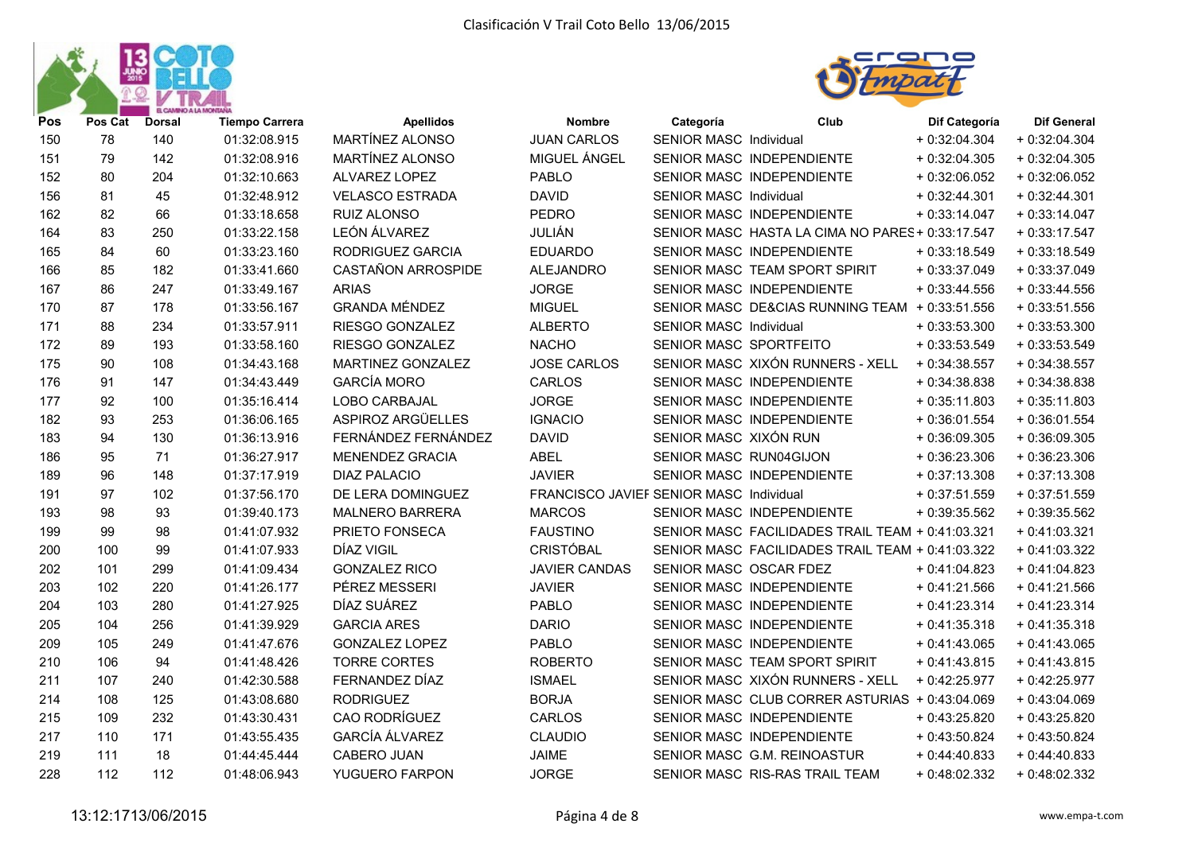Clasificación V Trail Coto Bello 13/06/2015

| Pos | Pos Cat | Dorsal | Tiempo Carrera | Apellidos | Nombre | Categoría | Club | Dif Categoría | Dif General |
|---|---|---|---|---|---|---|---|---|---|
| 150 | 78 | 140 | 01:32:08.915 | MARTÍNEZ ALONSO | JUAN CARLOS | SENIOR MASC | Individual | + 0:32:04.304 | + 0:32:04.304 |
| 151 | 79 | 142 | 01:32:08.916 | MARTÍNEZ ALONSO | MIGUEL ÁNGEL | SENIOR MASC | INDEPENDIENTE | + 0:32:04.305 | + 0:32:04.305 |
| 152 | 80 | 204 | 01:32:10.663 | ALVAREZ LOPEZ | PABLO | SENIOR MASC | INDEPENDIENTE | + 0:32:06.052 | + 0:32:06.052 |
| 156 | 81 | 45 | 01:32:48.912 | VELASCO ESTRADA | DAVID | SENIOR MASC | Individual | + 0:32:44.301 | + 0:32:44.301 |
| 162 | 82 | 66 | 01:33:18.658 | RUIZ ALONSO | PEDRO | SENIOR MASC | INDEPENDIENTE | + 0:33:14.047 | + 0:33:14.047 |
| 164 | 83 | 250 | 01:33:22.158 | LEÓN ÁLVAREZ | JULIÁN | SENIOR MASC | HASTA LA CIMA NO PARES | + 0:33:17.547 | + 0:33:17.547 |
| 165 | 84 | 60 | 01:33:23.160 | RODRIGUEZ GARCIA | EDUARDO | SENIOR MASC | INDEPENDIENTE | + 0:33:18.549 | + 0:33:18.549 |
| 166 | 85 | 182 | 01:33:41.660 | CASTAÑON ARROSPIDE | ALEJANDRO | SENIOR MASC | TEAM SPORT SPIRIT | + 0:33:37.049 | + 0:33:37.049 |
| 167 | 86 | 247 | 01:33:49.167 | ARIAS | JORGE | SENIOR MASC | INDEPENDIENTE | + 0:33:44.556 | + 0:33:44.556 |
| 170 | 87 | 178 | 01:33:56.167 | GRANDA MÉNDEZ | MIGUEL | SENIOR MASC | DE&CIAS RUNNING TEAM | + 0:33:51.556 | + 0:33:51.556 |
| 171 | 88 | 234 | 01:33:57.911 | RIESGO GONZALEZ | ALBERTO | SENIOR MASC | Individual | + 0:33:53.300 | + 0:33:53.300 |
| 172 | 89 | 193 | 01:33:58.160 | RIESGO GONZALEZ | NACHO | SENIOR MASC | SPORTFEITO | + 0:33:53.549 | + 0:33:53.549 |
| 175 | 90 | 108 | 01:34:43.168 | MARTINEZ GONZALEZ | JOSE CARLOS | SENIOR MASC | XIXÓN RUNNERS - XELL | + 0:34:38.557 | + 0:34:38.557 |
| 176 | 91 | 147 | 01:34:43.449 | GARCÍA MORO | CARLOS | SENIOR MASC | INDEPENDIENTE | + 0:34:38.838 | + 0:34:38.838 |
| 177 | 92 | 100 | 01:35:16.414 | LOBO CARBAJAL | JORGE | SENIOR MASC | INDEPENDIENTE | + 0:35:11.803 | + 0:35:11.803 |
| 182 | 93 | 253 | 01:36:06.165 | ASPIROZ ARGÜELLES | IGNACIO | SENIOR MASC | INDEPENDIENTE | + 0:36:01.554 | + 0:36:01.554 |
| 183 | 94 | 130 | 01:36:13.916 | FERNÁNDEZ FERNÁNDEZ | DAVID | SENIOR MASC | XIXÓN RUN | + 0:36:09.305 | + 0:36:09.305 |
| 186 | 95 | 71 | 01:36:27.917 | MENENDEZ GRACIA | ABEL | SENIOR MASC | RUN04GIJON | + 0:36:23.306 | + 0:36:23.306 |
| 189 | 96 | 148 | 01:37:17.919 | DIAZ PALACIO | JAVIER | SENIOR MASC | INDEPENDIENTE | + 0:37:13.308 | + 0:37:13.308 |
| 191 | 97 | 102 | 01:37:56.170 | DE LERA DOMINGUEZ | FRANCISCO JAVIEF | SENIOR MASC | Individual | + 0:37:51.559 | + 0:37:51.559 |
| 193 | 98 | 93 | 01:39:40.173 | MALNERO BARRERA | MARCOS | SENIOR MASC | INDEPENDIENTE | + 0:39:35.562 | + 0:39:35.562 |
| 199 | 99 | 98 | 01:41:07.932 | PRIETO FONSECA | FAUSTINO | SENIOR MASC | FACILIDADES TRAIL TEAM | + 0:41:03.321 | + 0:41:03.321 |
| 200 | 100 | 99 | 01:41:07.933 | DÍAZ VIGIL | CRISTÓBAL | SENIOR MASC | FACILIDADES TRAIL TEAM | + 0:41:03.322 | + 0:41:03.322 |
| 202 | 101 | 299 | 01:41:09.434 | GONZALEZ RICO | JAVIER CANDAS | SENIOR MASC | OSCAR FDEZ | + 0:41:04.823 | + 0:41:04.823 |
| 203 | 102 | 220 | 01:41:26.177 | PÉREZ MESSERI | JAVIER | SENIOR MASC | INDEPENDIENTE | + 0:41:21.566 | + 0:41:21.566 |
| 204 | 103 | 280 | 01:41:27.925 | DÍAZ SUÁREZ | PABLO | SENIOR MASC | INDEPENDIENTE | + 0:41:23.314 | + 0:41:23.314 |
| 205 | 104 | 256 | 01:41:39.929 | GARCIA ARES | DARIO | SENIOR MASC | INDEPENDIENTE | + 0:41:35.318 | + 0:41:35.318 |
| 209 | 105 | 249 | 01:41:47.676 | GONZALEZ LOPEZ | PABLO | SENIOR MASC | INDEPENDIENTE | + 0:41:43.065 | + 0:41:43.065 |
| 210 | 106 | 94 | 01:41:48.426 | TORRE CORTES | ROBERTO | SENIOR MASC | TEAM SPORT SPIRIT | + 0:41:43.815 | + 0:41:43.815 |
| 211 | 107 | 240 | 01:42:30.588 | FERNANDEZ DÍAZ | ISMAEL | SENIOR MASC | XIXÓN RUNNERS - XELL | + 0:42:25.977 | + 0:42:25.977 |
| 214 | 108 | 125 | 01:43:08.680 | RODRIGUEZ | BORJA | SENIOR MASC | CLUB CORRER ASTURIAS | + 0:43:04.069 | + 0:43:04.069 |
| 215 | 109 | 232 | 01:43:30.431 | CAO RODRÍGUEZ | CARLOS | SENIOR MASC | INDEPENDIENTE | + 0:43:25.820 | + 0:43:25.820 |
| 217 | 110 | 171 | 01:43:55.435 | GARCÍA ÁLVAREZ | CLAUDIO | SENIOR MASC | INDEPENDIENTE | + 0:43:50.824 | + 0:43:50.824 |
| 219 | 111 | 18 | 01:44:45.444 | CABERO JUAN | JAIME | SENIOR MASC | G.M. REINOASTUR | + 0:44:40.833 | + 0:44:40.833 |
| 228 | 112 | 112 | 01:48:06.943 | YUGUERO FARPON | JORGE | SENIOR MASC | RIS-RAS TRAIL TEAM | + 0:48:02.332 | + 0:48:02.332 |

13:12:1713/06/2015 www.empa-t.com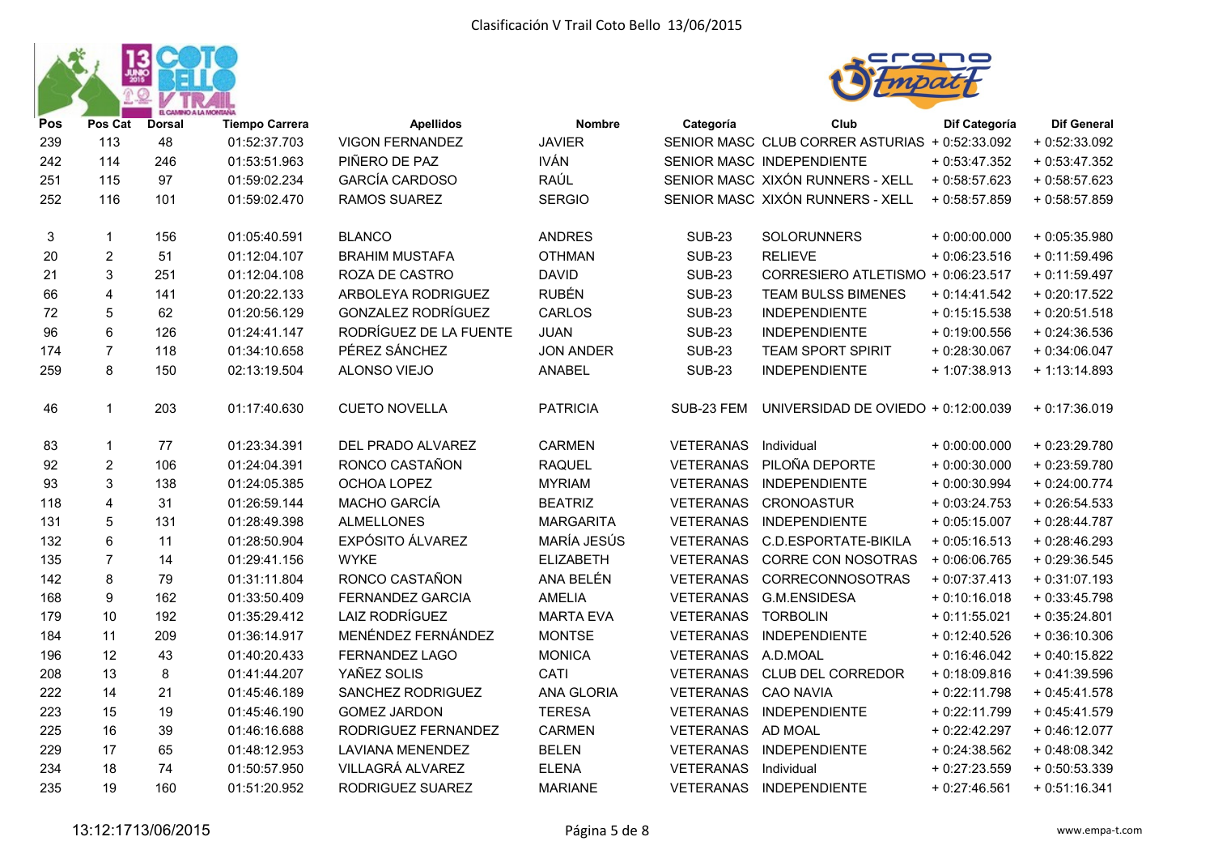Clasificación V Trail Coto Bello 13/06/2015

| Pos | Pos Cat | Dorsal | Tiempo Carrera | Apellidos | Nombre | Categoría | Club | Dif Categoría | Dif General |
|---|---|---|---|---|---|---|---|---|---|
| 239 | 113 | 48 | 01:52:37.703 | VIGON FERNANDEZ | JAVIER | SENIOR MASC | CLUB CORRER ASTURIAS | + 0:52:33.092 | + 0:52:33.092 |
| 242 | 114 | 246 | 01:53:51.963 | PIÑERO DE PAZ | IVÁN | SENIOR MASC | INDEPENDIENTE | + 0:53:47.352 | + 0:53:47.352 |
| 251 | 115 | 97 | 01:59:02.234 | GARCÍA CARDOSO | RAÚL | SENIOR MASC | XIXÓN RUNNERS - XELL | + 0:58:57.623 | + 0:58:57.623 |
| 252 | 116 | 101 | 01:59:02.470 | RAMOS SUAREZ | SERGIO | SENIOR MASC | XIXÓN RUNNERS - XELL | + 0:58:57.859 | + 0:58:57.859 |
| 3 | 1 | 156 | 01:05:40.591 | BLANCO | ANDRES | SUB-23 | SOLORUNNERS | + 0:00:00.000 | + 0:05:35.980 |
| 20 | 2 | 51 | 01:12:04.107 | BRAHIM MUSTAFA | OTHMAN | SUB-23 | RELIEVE | + 0:06:23.516 | + 0:11:59.496 |
| 21 | 3 | 251 | 01:12:04.108 | ROZA DE CASTRO | DAVID | SUB-23 | CORRESIERO ATLETISMO | + 0:06:23.517 | + 0:11:59.497 |
| 66 | 4 | 141 | 01:20:22.133 | ARBOLEYA RODRIGUEZ | RUBÉN | SUB-23 | TEAM BULSS BIMENES | + 0:14:41.542 | + 0:20:17.522 |
| 72 | 5 | 62 | 01:20:56.129 | GONZALEZ RODRÍGUEZ | CARLOS | SUB-23 | INDEPENDIENTE | + 0:15:15.538 | + 0:20:51.518 |
| 96 | 6 | 126 | 01:24:41.147 | RODRÍGUEZ DE LA FUENTE | JUAN | SUB-23 | INDEPENDIENTE | + 0:19:00.556 | + 0:24:36.536 |
| 174 | 7 | 118 | 01:34:10.658 | PÉREZ SÁNCHEZ | JON ANDER | SUB-23 | TEAM SPORT SPIRIT | + 0:28:30.067 | + 0:34:06.047 |
| 259 | 8 | 150 | 02:13:19.504 | ALONSO VIEJO | ANABEL | SUB-23 | INDEPENDIENTE | + 1:07:38.913 | + 1:13:14.893 |
| 46 | 1 | 203 | 01:17:40.630 | CUETO NOVELLA | PATRICIA | SUB-23 FEM | UNIVERSIDAD DE OVIEDO | + 0:12:00.039 | + 0:17:36.019 |
| 83 | 1 | 77 | 01:23:34.391 | DEL PRADO ALVAREZ | CARMEN | VETERANAS | Individual | + 0:00:00.000 | + 0:23:29.780 |
| 92 | 2 | 106 | 01:24:04.391 | RONCO CASTAÑON | RAQUEL | VETERANAS | PILOÑA DEPORTE | + 0:00:30.000 | + 0:23:59.780 |
| 93 | 3 | 138 | 01:24:05.385 | OCHOA LOPEZ | MYRIAM | VETERANAS | INDEPENDIENTE | + 0:00:30.994 | + 0:24:00.774 |
| 118 | 4 | 31 | 01:26:59.144 | MACHO GARCÍA | BEATRIZ | VETERANAS | CRONOASTUR | + 0:03:24.753 | + 0:26:54.533 |
| 131 | 5 | 131 | 01:28:49.398 | ALMELLONES | MARGARITA | VETERANAS | INDEPENDIENTE | + 0:05:15.007 | + 0:28:44.787 |
| 132 | 6 | 11 | 01:28:50.904 | EXPÓSITO ÁLVAREZ | MARÍA JESÚS | VETERANAS | C.D.ESPORTATE-BIKILA | + 0:05:16.513 | + 0:28:46.293 |
| 135 | 7 | 14 | 01:29:41.156 | WYKE | ELIZABETH | VETERANAS | CORRE CON NOSOTRAS | + 0:06:06.765 | + 0:29:36.545 |
| 142 | 8 | 79 | 01:31:11.804 | RONCO CASTAÑON | ANA BELÉN | VETERANAS | CORRECONNOSOTRAS | + 0:07:37.413 | + 0:31:07.193 |
| 168 | 9 | 162 | 01:33:50.409 | FERNANDEZ GARCIA | AMELIA | VETERANAS | G.M.ENSIDESA | + 0:10:16.018 | + 0:33:45.798 |
| 179 | 10 | 192 | 01:35:29.412 | LAIZ RODRÍGUEZ | MARTA EVA | VETERANAS | TORBOLIN | + 0:11:55.021 | + 0:35:24.801 |
| 184 | 11 | 209 | 01:36:14.917 | MENÉNDEZ FERNÁNDEZ | MONTSE | VETERANAS | INDEPENDIENTE | + 0:12:40.526 | + 0:36:10.306 |
| 196 | 12 | 43 | 01:40:20.433 | FERNANDEZ LAGO | MONICA | VETERANAS | A.D.MOAL | + 0:16:46.042 | + 0:40:15.822 |
| 208 | 13 | 8 | 01:41:44.207 | YAÑEZ SOLIS | CATI | VETERANAS | CLUB DEL CORREDOR | + 0:18:09.816 | + 0:41:39.596 |
| 222 | 14 | 21 | 01:45:46.189 | SANCHEZ RODRIGUEZ | ANA GLORIA | VETERANAS | CAO NAVIA | + 0:22:11.798 | + 0:45:41.578 |
| 223 | 15 | 19 | 01:45:46.190 | GOMEZ JARDON | TERESA | VETERANAS | INDEPENDIENTE | + 0:22:11.799 | + 0:45:41.579 |
| 225 | 16 | 39 | 01:46:16.688 | RODRIGUEZ FERNANDEZ | CARMEN | VETERANAS | AD MOAL | + 0:22:42.297 | + 0:46:12.077 |
| 229 | 17 | 65 | 01:48:12.953 | LAVIANA MENENDEZ | BELEN | VETERANAS | INDEPENDIENTE | + 0:24:38.562 | + 0:48:08.342 |
| 234 | 18 | 74 | 01:50:57.950 | VILLAGRÁ ALVAREZ | ELENA | VETERANAS | Individual | + 0:27:23.559 | + 0:50:53.339 |
| 235 | 19 | 160 | 01:51:20.952 | RODRIGUEZ SUAREZ | MARIANE | VETERANAS | INDEPENDIENTE | + 0:27:46.561 | + 0:51:16.341 |

13:12:1713/06/2015

www.empa-t.com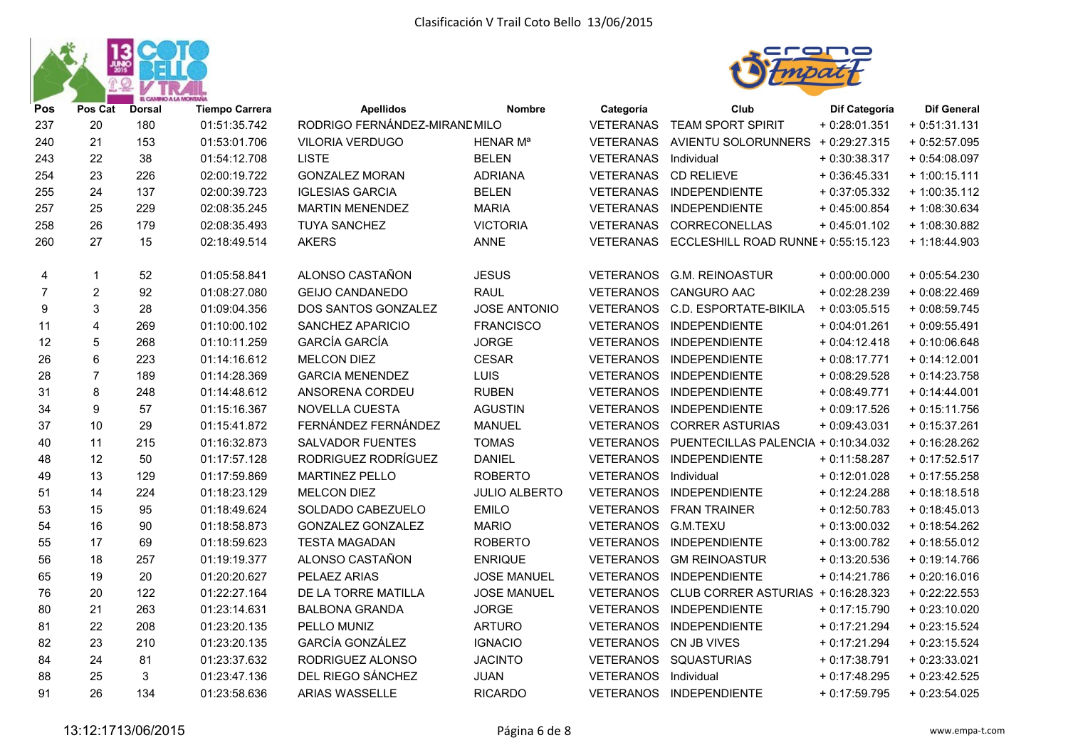# Clasificación V Trail Coto Bello 13/06/2015

| Pos | Pos Cat | Dorsal | Tiempo Carrera | Apellidos | Nombre | Categoría | Club | Dif Categoría | Dif General |
|---|---|---|---|---|---|---|---|---|---|
| 237 | 20 | 180 | 01:51:35.742 | RODRIGO FERNÁNDEZ-MIRANDA | MILO | VETERANAS | TEAM SPORT SPIRIT | + 0:28:01.351 | + 0:51:31.131 |
| 240 | 21 | 153 | 01:53:01.706 | VILORIA VERDUGO | HENAR Mª | VETERANAS | AVIENTU SOLORUNNERS | + 0:29:27.315 | + 0:52:57.095 |
| 243 | 22 | 38 | 01:54:12.708 | LISTE | BELEN | VETERANAS | Individual | + 0:30:38.317 | + 0:54:08.097 |
| 254 | 23 | 226 | 02:00:19.722 | GONZALEZ MORAN | ADRIANA | VETERANAS | CD RELIEVE | + 0:36:45.331 | + 1:00:15.111 |
| 255 | 24 | 137 | 02:00:39.723 | IGLESIAS GARCIA | BELEN | VETERANAS | INDEPENDIENTE | + 0:37:05.332 | + 1:00:35.112 |
| 257 | 25 | 229 | 02:08:35.245 | MARTIN MENENDEZ | MARIA | VETERANAS | INDEPENDIENTE | + 0:45:00.854 | + 1:08:30.634 |
| 258 | 26 | 179 | 02:08:35.493 | TUYA SANCHEZ | VICTORIA | VETERANAS | CORRECONELLAS | + 0:45:01.102 | + 1:08:30.882 |
| 260 | 27 | 15 | 02:18:49.514 | AKERS | ANNE | VETERANAS | ECCLESHILL ROAD RUNNE | + 0:55:15.123 | + 1:18:44.903 |
| 4 | 1 | 52 | 01:05:58.841 | ALONSO CASTAÑON | JESUS | VETERANOS | G.M. REINOASTUR | + 0:00:00.000 | + 0:05:54.230 |
| 7 | 2 | 92 | 01:08:27.080 | GEIJO CANDANEDO | RAUL | VETERANOS | CANGURO AAC | + 0:02:28.239 | + 0:08:22.469 |
| 9 | 3 | 28 | 01:09:04.356 | DOS SANTOS GONZALEZ | JOSE ANTONIO | VETERANOS | C.D. ESPORTATE-BIKILA | + 0:03:05.515 | + 0:08:59.745 |
| 11 | 4 | 269 | 01:10:00.102 | SANCHEZ APARICIO | FRANCISCO | VETERANOS | INDEPENDIENTE | + 0:04:01.261 | + 0:09:55.491 |
| 12 | 5 | 268 | 01:10:11.259 | GARCÍA GARCÍA | JORGE | VETERANOS | INDEPENDIENTE | + 0:04:12.418 | + 0:10:06.648 |
| 26 | 6 | 223 | 01:14:16.612 | MELCON DIEZ | CESAR | VETERANOS | INDEPENDIENTE | + 0:08:17.771 | + 0:14:12.001 |
| 28 | 7 | 189 | 01:14:28.369 | GARCIA MENENDEZ | LUIS | VETERANOS | INDEPENDIENTE | + 0:08:29.528 | + 0:14:23.758 |
| 31 | 8 | 248 | 01:14:48.612 | ANSORENA CORDEU | RUBEN | VETERANOS | INDEPENDIENTE | + 0:08:49.771 | + 0:14:44.001 |
| 34 | 9 | 57 | 01:15:16.367 | NOVELLA CUESTA | AGUSTIN | VETERANOS | INDEPENDIENTE | + 0:09:17.526 | + 0:15:11.756 |
| 37 | 10 | 29 | 01:15:41.872 | FERNÁNDEZ FERNÁNDEZ | MANUEL | VETERANOS | CORRER ASTURIAS | + 0:09:43.031 | + 0:15:37.261 |
| 40 | 11 | 215 | 01:16:32.873 | SALVADOR FUENTES | TOMAS | VETERANOS | PUENTECILLAS PALENCIA | + 0:10:34.032 | + 0:16:28.262 |
| 48 | 12 | 50 | 01:17:57.128 | RODRIGUEZ RODRÍGUEZ | DANIEL | VETERANOS | INDEPENDIENTE | + 0:11:58.287 | + 0:17:52.517 |
| 49 | 13 | 129 | 01:17:59.869 | MARTINEZ PELLO | ROBERTO | VETERANOS | Individual | + 0:12:01.028 | + 0:17:55.258 |
| 51 | 14 | 224 | 01:18:23.129 | MELCON DIEZ | JULIO ALBERTO | VETERANOS | INDEPENDIENTE | + 0:12:24.288 | + 0:18:18.518 |
| 53 | 15 | 95 | 01:18:49.624 | SOLDADO CABEZUELO | EMILO | VETERANOS | FRAN TRAINER | + 0:12:50.783 | + 0:18:45.013 |
| 54 | 16 | 90 | 01:18:58.873 | GONZALEZ GONZALEZ | MARIO | VETERANOS | G.M.TEXU | + 0:13:00.032 | + 0:18:54.262 |
| 55 | 17 | 69 | 01:18:59.623 | TESTA MAGADAN | ROBERTO | VETERANOS | INDEPENDIENTE | + 0:13:00.782 | + 0:18:55.012 |
| 56 | 18 | 257 | 01:19:19.377 | ALONSO CASTAÑON | ENRIQUE | VETERANOS | GM REINOASTUR | + 0:13:20.536 | + 0:19:14.766 |
| 65 | 19 | 20 | 01:20:20.627 | PELAEZ ARIAS | JOSE MANUEL | VETERANOS | INDEPENDIENTE | + 0:14:21.786 | + 0:20:16.016 |
| 76 | 20 | 122 | 01:22:27.164 | DE LA TORRE MATILLA | JOSE MANUEL | VETERANOS | CLUB CORRER ASTURIAS | + 0:16:28.323 | + 0:22:22.553 |
| 80 | 21 | 263 | 01:23:14.631 | BALBONA GRANDA | JORGE | VETERANOS | INDEPENDIENTE | + 0:17:15.790 | + 0:23:10.020 |
| 81 | 22 | 208 | 01:23:20.135 | PELLO MUNIZ | ARTURO | VETERANOS | INDEPENDIENTE | + 0:17:21.294 | + 0:23:15.524 |
| 82 | 23 | 210 | 01:23:20.135 | GARCÍA GONZÁLEZ | IGNACIO | VETERANOS | CN JB VIVES | + 0:17:21.294 | + 0:23:15.524 |
| 84 | 24 | 81 | 01:23:37.632 | RODRIGUEZ ALONSO | JACINTO | VETERANOS | SQUASTURIAS | + 0:17:38.791 | + 0:23:33.021 |
| 88 | 25 | 3 | 01:23:47.136 | DEL RIEGO SÁNCHEZ | JUAN | VETERANOS | Individual | + 0:17:48.295 | + 0:23:42.525 |
| 91 | 26 | 134 | 01:23:58.636 | ARIAS WASSELLE | RICARDO | VETERANOS | INDEPENDIENTE | + 0:17:59.795 | + 0:23:54.025 |

13:12:1713/06/2015 www.empa-t.com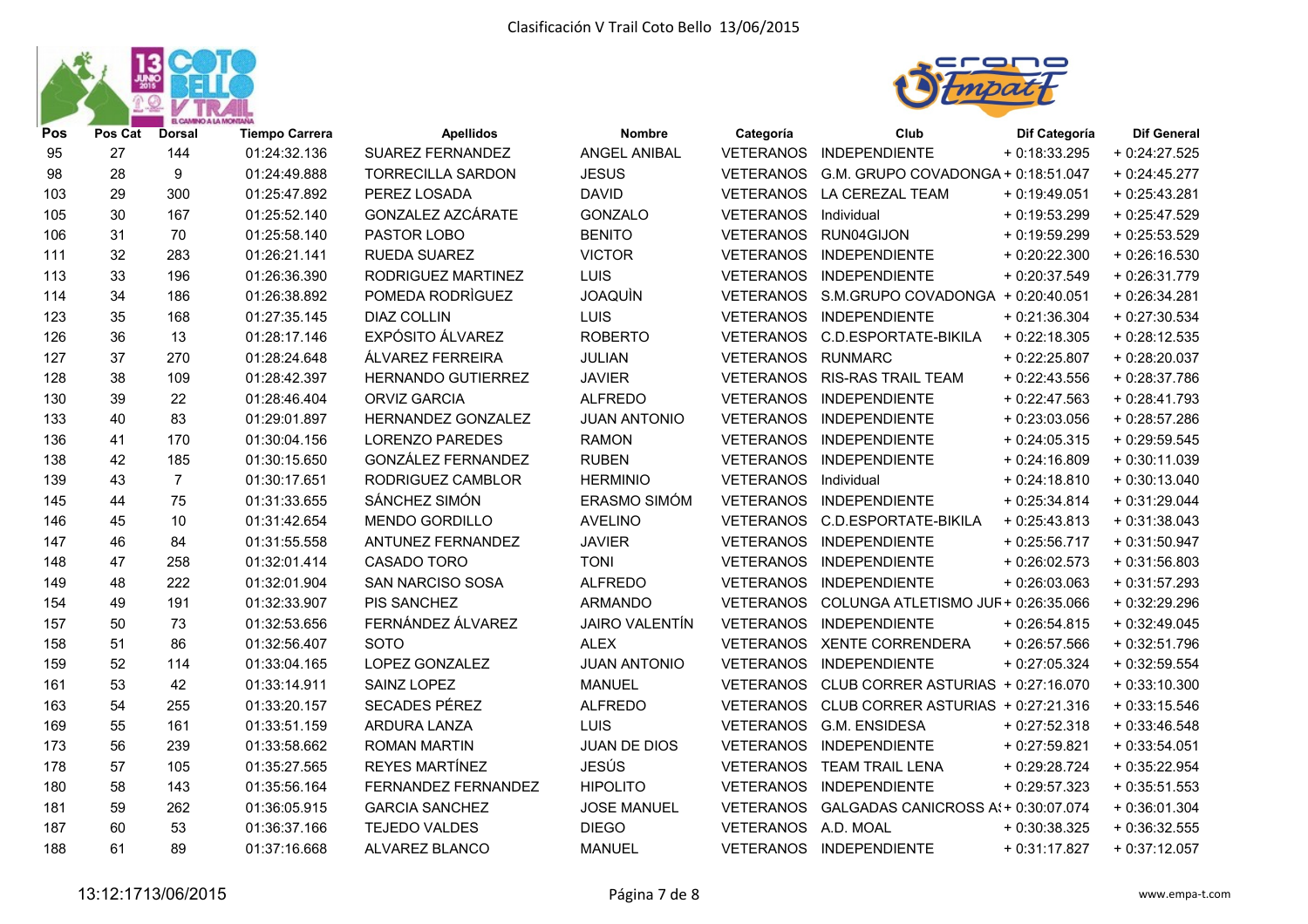Clasificación V Trail Coto Bello 13/06/2015

| Pos | Pos Cat | Dorsal | Tiempo Carrera | Apellidos | Nombre | Categoría | Club | Dif Categoría | Dif General |
|---|---|---|---|---|---|---|---|---|---|
| 95 | 27 | 144 | 01:24:32.136 | SUAREZ FERNANDEZ | ANGEL ANIBAL | VETERANOS | INDEPENDIENTE | + 0:18:33.295 | + 0:24:27.525 |
| 98 | 28 | 9 | 01:24:49.888 | TORRECILLA SARDON | JESUS | VETERANOS | G.M. GRUPO COVADONGA | + 0:18:51.047 | + 0:24:45.277 |
| 103 | 29 | 300 | 01:25:47.892 | PEREZ LOSADA | DAVID | VETERANOS | LA CEREZAL TEAM | + 0:19:49.051 | + 0:25:43.281 |
| 105 | 30 | 167 | 01:25:52.140 | GONZALEZ AZCÁRATE | GONZALO | VETERANOS | Individual | + 0:19:53.299 | + 0:25:47.529 |
| 106 | 31 | 70 | 01:25:58.140 | PASTOR LOBO | BENITO | VETERANOS | RUN04GIJON | + 0:19:59.299 | + 0:25:53.529 |
| 111 | 32 | 283 | 01:26:21.141 | RUEDA SUAREZ | VICTOR | VETERANOS | INDEPENDIENTE | + 0:20:22.300 | + 0:26:16.530 |
| 113 | 33 | 196 | 01:26:36.390 | RODRIGUEZ MARTINEZ | LUIS | VETERANOS | INDEPENDIENTE | + 0:20:37.549 | + 0:26:31.779 |
| 114 | 34 | 186 | 01:26:38.892 | POMEDA RODRÌGUEZ | JOAQUÌN | VETERANOS | S.M.GRUPO COVADONGA | + 0:20:40.051 | + 0:26:34.281 |
| 123 | 35 | 168 | 01:27:35.145 | DIAZ COLLIN | LUIS | VETERANOS | INDEPENDIENTE | + 0:21:36.304 | + 0:27:30.534 |
| 126 | 36 | 13 | 01:28:17.146 | EXPÓSITO ÁLVAREZ | ROBERTO | VETERANOS | C.D.ESPORTATE-BIKILA | + 0:22:18.305 | + 0:28:12.535 |
| 127 | 37 | 270 | 01:28:24.648 | ÁLVAREZ FERREIRA | JULIAN | VETERANOS | RUNMARC | + 0:22:25.807 | + 0:28:20.037 |
| 128 | 38 | 109 | 01:28:42.397 | HERNANDO GUTIERREZ | JAVIER | VETERANOS | RIS-RAS TRAIL TEAM | + 0:22:43.556 | + 0:28:37.786 |
| 130 | 39 | 22 | 01:28:46.404 | ORVIZ GARCIA | ALFREDO | VETERANOS | INDEPENDIENTE | + 0:22:47.563 | + 0:28:41.793 |
| 133 | 40 | 83 | 01:29:01.897 | HERNANDEZ GONZALEZ | JUAN ANTONIO | VETERANOS | INDEPENDIENTE | + 0:23:03.056 | + 0:28:57.286 |
| 136 | 41 | 170 | 01:30:04.156 | LORENZO PAREDES | RAMON | VETERANOS | INDEPENDIENTE | + 0:24:05.315 | + 0:29:59.545 |
| 138 | 42 | 185 | 01:30:15.650 | GONZÁLEZ FERNANDEZ | RUBEN | VETERANOS | INDEPENDIENTE | + 0:24:16.809 | + 0:30:11.039 |
| 139 | 43 | 7 | 01:30:17.651 | RODRIGUEZ CAMBLOR | HERMINIO | VETERANOS | Individual | + 0:24:18.810 | + 0:30:13.040 |
| 145 | 44 | 75 | 01:31:33.655 | SÁNCHEZ SIMÓN | ERASMO SIMÓM | VETERANOS | INDEPENDIENTE | + 0:25:34.814 | + 0:31:29.044 |
| 146 | 45 | 10 | 01:31:42.654 | MENDO GORDILLO | AVELINO | VETERANOS | C.D.ESPORTATE-BIKILA | + 0:25:43.813 | + 0:31:38.043 |
| 147 | 46 | 84 | 01:31:55.558 | ANTUNEZ FERNANDEZ | JAVIER | VETERANOS | INDEPENDIENTE | + 0:25:56.717 | + 0:31:50.947 |
| 148 | 47 | 258 | 01:32:01.414 | CASADO TORO | TONI | VETERANOS | INDEPENDIENTE | + 0:26:02.573 | + 0:31:56.803 |
| 149 | 48 | 222 | 01:32:01.904 | SAN NARCISO SOSA | ALFREDO | VETERANOS | INDEPENDIENTE | + 0:26:03.063 | + 0:31:57.293 |
| 154 | 49 | 191 | 01:32:33.907 | PIS SANCHEZ | ARMANDO | VETERANOS | COLUNGA ATLETISMO JUR | + 0:26:35.066 | + 0:32:29.296 |
| 157 | 50 | 73 | 01:32:53.656 | FERNÁNDEZ ÁLVAREZ | JAIRO VALENTÍN | VETERANOS | INDEPENDIENTE | + 0:26:54.815 | + 0:32:49.045 |
| 158 | 51 | 86 | 01:32:56.407 | SOTO | ALEX | VETERANOS | XENTE CORRENDERA | + 0:26:57.566 | + 0:32:51.796 |
| 159 | 52 | 114 | 01:33:04.165 | LOPEZ GONZALEZ | JUAN ANTONIO | VETERANOS | INDEPENDIENTE | + 0:27:05.324 | + 0:32:59.554 |
| 161 | 53 | 42 | 01:33:14.911 | SAINZ LOPEZ | MANUEL | VETERANOS | CLUB CORRER ASTURIAS | + 0:27:16.070 | + 0:33:10.300 |
| 163 | 54 | 255 | 01:33:20.157 | SECADES PÉREZ | ALFREDO | VETERANOS | CLUB CORRER ASTURIAS | + 0:27:21.316 | + 0:33:15.546 |
| 169 | 55 | 161 | 01:33:51.159 | ARDURA LANZA | LUIS | VETERANOS | G.M. ENSIDESA | + 0:27:52.318 | + 0:33:46.548 |
| 173 | 56 | 239 | 01:33:58.662 | ROMAN MARTIN | JUAN DE DIOS | VETERANOS | INDEPENDIENTE | + 0:27:59.821 | + 0:33:54.051 |
| 178 | 57 | 105 | 01:35:27.565 | REYES MARTÍNEZ | JESÚS | VETERANOS | TEAM TRAIL LENA | + 0:29:28.724 | + 0:35:22.954 |
| 180 | 58 | 143 | 01:35:56.164 | FERNANDEZ FERNANDEZ | HIPOLITO | VETERANOS | INDEPENDIENTE | + 0:29:57.323 | + 0:35:51.553 |
| 181 | 59 | 262 | 01:36:05.915 | GARCIA SANCHEZ | JOSE MANUEL | VETERANOS | GALGADAS CANICROSS A: | + 0:30:07.074 | + 0:36:01.304 |
| 187 | 60 | 53 | 01:36:37.166 | TEJEDO VALDES | DIEGO | VETERANOS | A.D. MOAL | + 0:30:38.325 | + 0:36:32.555 |
| 188 | 61 | 89 | 01:37:16.668 | ALVAREZ BLANCO | MANUEL | VETERANOS | INDEPENDIENTE | + 0:31:17.827 | + 0:37:12.057 |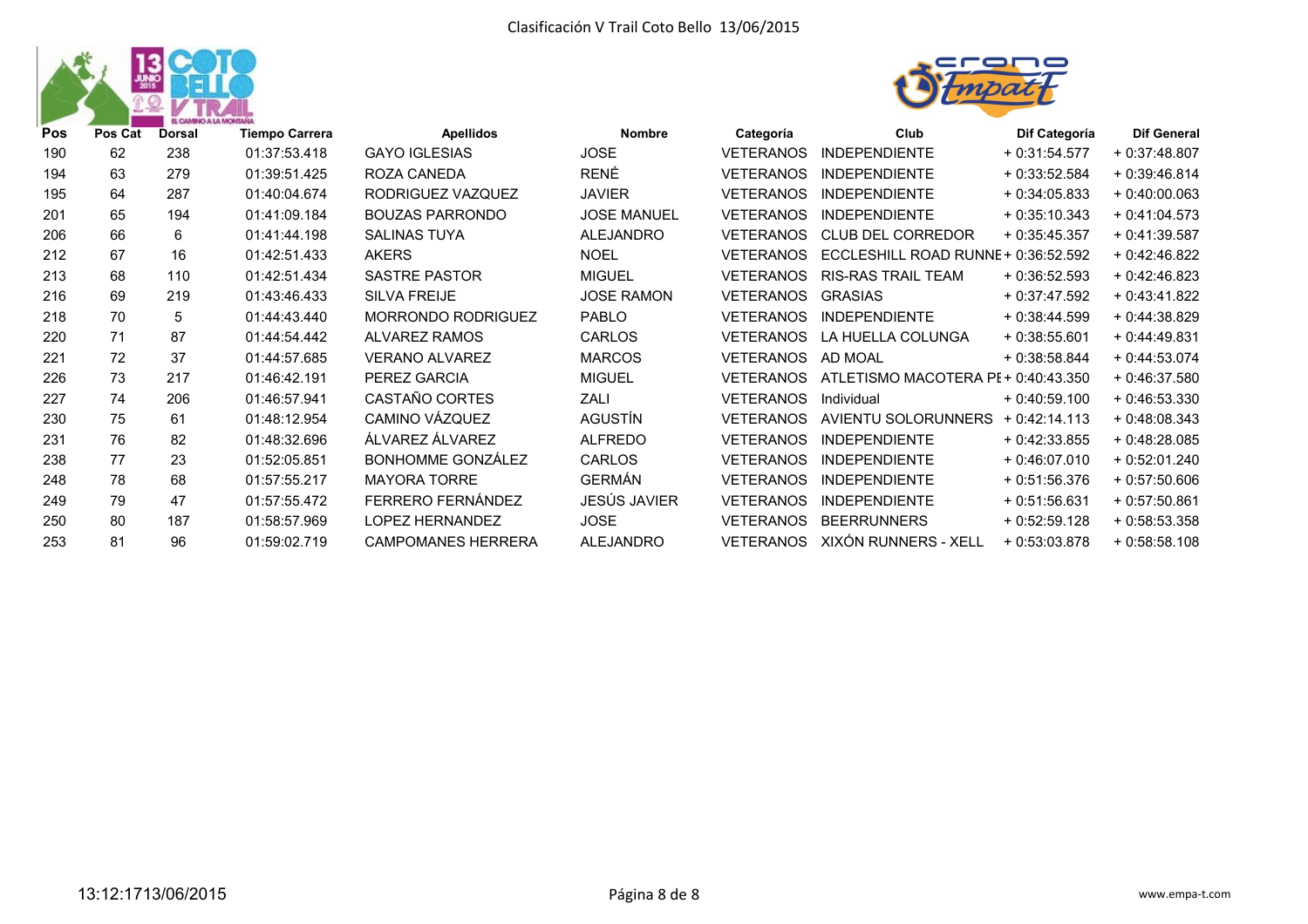Clasificación V Trail Coto Bello 13/06/2015

| Pos | Pos Cat | Dorsal | Tiempo Carrera | Apellidos | Nombre | Categoría | Club | Dif Categoría | Dif General |
|---|---|---|---|---|---|---|---|---|---|
| 190 | 62 | 238 | 01:37:53.418 | GAYO IGLESIAS | JOSE | VETERANOS | INDEPENDIENTE | + 0:31:54.577 | + 0:37:48.807 |
| 194 | 63 | 279 | 01:39:51.425 | ROZA CANEDA | RENÉ | VETERANOS | INDEPENDIENTE | + 0:33:52.584 | + 0:39:46.814 |
| 195 | 64 | 287 | 01:40:04.674 | RODRIGUEZ VAZQUEZ | JAVIER | VETERANOS | INDEPENDIENTE | + 0:34:05.833 | + 0:40:00.063 |
| 201 | 65 | 194 | 01:41:09.184 | BOUZAS PARRONDO | JOSE MANUEL | VETERANOS | INDEPENDIENTE | + 0:35:10.343 | + 0:41:04.573 |
| 206 | 66 | 6 | 01:41:44.198 | SALINAS TUYA | ALEJANDRO | VETERANOS | CLUB DEL CORREDOR | + 0:35:45.357 | + 0:41:39.587 |
| 212 | 67 | 16 | 01:42:51.433 | AKERS | NOEL | VETERANOS | ECCLESHILL ROAD RUNNE | + 0:36:52.592 | + 0:42:46.822 |
| 213 | 68 | 110 | 01:42:51.434 | SASTRE PASTOR | MIGUEL | VETERANOS | RIS-RAS TRAIL TEAM | + 0:36:52.593 | + 0:42:46.823 |
| 216 | 69 | 219 | 01:43:46.433 | SILVA FREIJE | JOSE RAMON | VETERANOS | GRASIAS | + 0:37:47.592 | + 0:43:41.822 |
| 218 | 70 | 5 | 01:44:43.440 | MORRONDO RODRIGUEZ | PABLO | VETERANOS | INDEPENDIENTE | + 0:38:44.599 | + 0:44:38.829 |
| 220 | 71 | 87 | 01:44:54.442 | ALVAREZ RAMOS | CARLOS | VETERANOS | LA HUELLA COLUNGA | + 0:38:55.601 | + 0:44:49.831 |
| 221 | 72 | 37 | 01:44:57.685 | VERANO ALVAREZ | MARCOS | VETERANOS | AD MOAL | + 0:38:58.844 | + 0:44:53.074 |
| 226 | 73 | 217 | 01:46:42.191 | PEREZ GARCIA | MIGUEL | VETERANOS | ATLETISMO MACOTERA PE | + 0:40:43.350 | + 0:46:37.580 |
| 227 | 74 | 206 | 01:46:57.941 | CASTAÑO CORTES | ZALI | VETERANOS | Individual | + 0:40:59.100 | + 0:46:53.330 |
| 230 | 75 | 61 | 01:48:12.954 | CAMINO VÁZQUEZ | AGUSTÍN | VETERANOS | AVIENTU SOLORUNNERS | + 0:42:14.113 | + 0:48:08.343 |
| 231 | 76 | 82 | 01:48:32.696 | ÁLVAREZ ÁLVAREZ | ALFREDO | VETERANOS | INDEPENDIENTE | + 0:42:33.855 | + 0:48:28.085 |
| 238 | 77 | 23 | 01:52:05.851 | BONHOMME GONZÁLEZ | CARLOS | VETERANOS | INDEPENDIENTE | + 0:46:07.010 | + 0:52:01.240 |
| 248 | 78 | 68 | 01:57:55.217 | MAYORA TORRE | GERMÁN | VETERANOS | INDEPENDIENTE | + 0:51:56.376 | + 0:57:50.606 |
| 249 | 79 | 47 | 01:57:55.472 | FERRERO FERNÁNDEZ | JESÚS JAVIER | VETERANOS | INDEPENDIENTE | + 0:51:56.631 | + 0:57:50.861 |
| 250 | 80 | 187 | 01:58:57.969 | LOPEZ HERNANDEZ | JOSE | VETERANOS | BEERRUNNERS | + 0:52:59.128 | + 0:58:53.358 |
| 253 | 81 | 96 | 01:59:02.719 | CAMPOMANES HERRERA | ALEJANDRO | VETERANOS | XIXÓN RUNNERS - XELL | + 0:53:03.878 | + 0:58:58.108 |